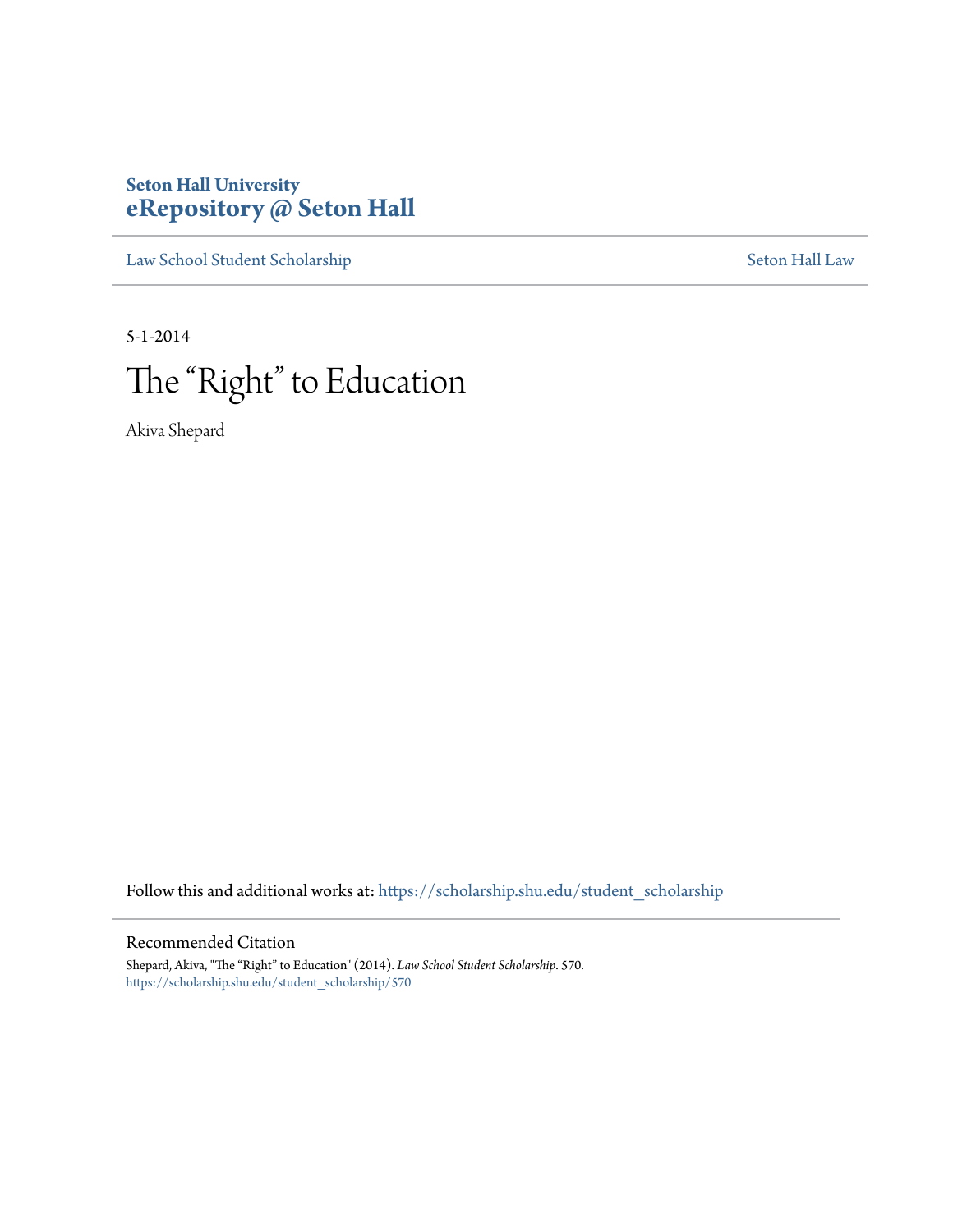Seton Hall University
**eRepository @ Seton Hall**

Law School Student Scholarship | Seton Hall Law

5-1-2014

# The "Right" to Education

Akiva Shepard

Follow this and additional works at: https://scholarship.shu.edu/student_scholarship

Recommended Citation

Shepard, Akiva, "The "Right" to Education" (2014). *Law School Student Scholarship*. 570.
https://scholarship.shu.edu/student_scholarship/570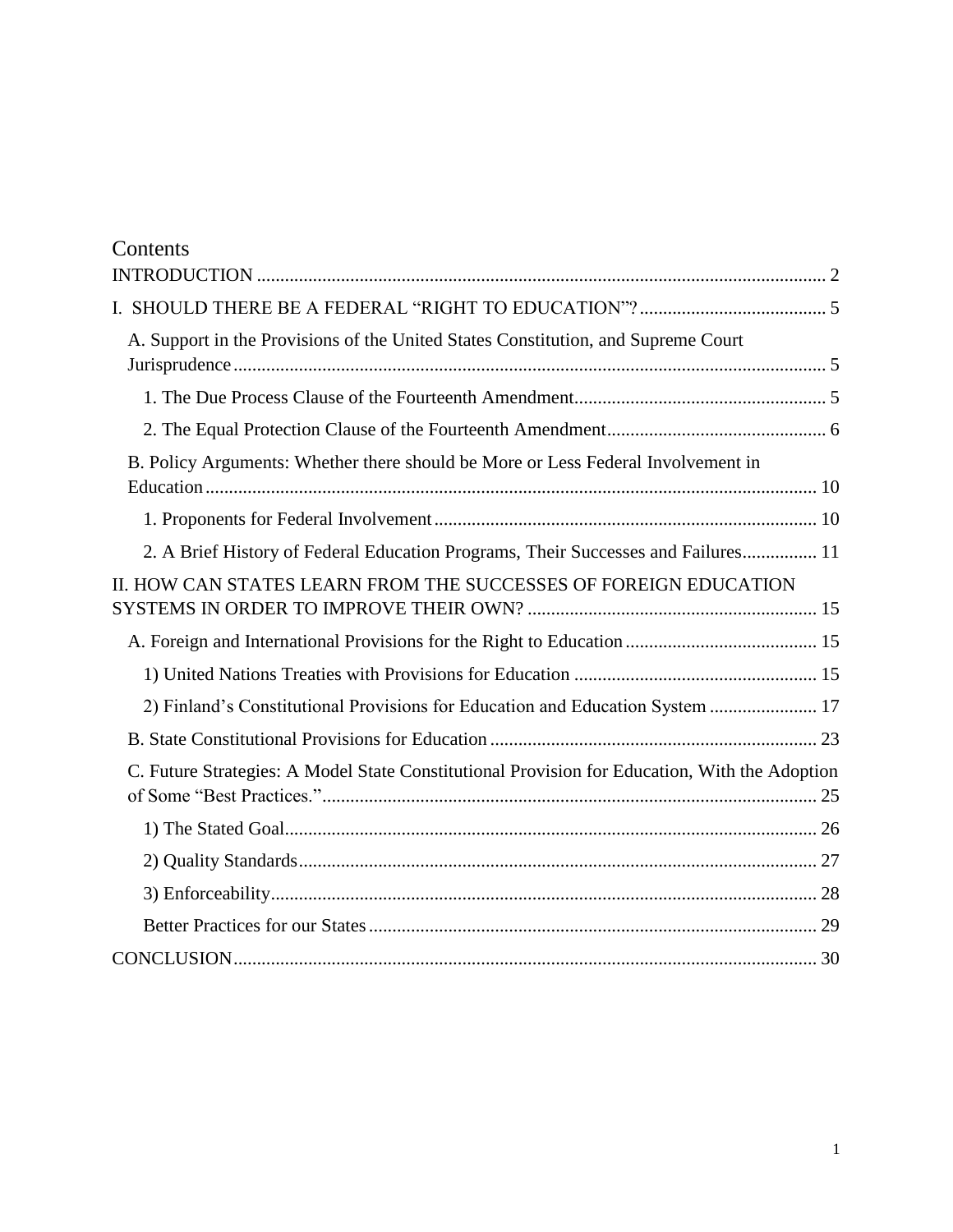# Contents

INTRODUCTION ........................................................................................................................ 2

I. SHOULD THERE BE A FEDERAL "RIGHT TO EDUCATION"? ........................................ 5

- A. Support in the Provisions of the United States Constitution, and Supreme Court Jurisprudence ............................................................................................................................. 5
  - 1. The Due Process Clause of the Fourteenth Amendment...................................................... 5
  - 2. The Equal Protection Clause of the Fourteenth Amendment............................................... 6
- B. Policy Arguments: Whether there should be More or Less Federal Involvement in Education ................................................................................................................................. 10
  - 1. Proponents for Federal Involvement ................................................................................. 10
  - 2. A Brief History of Federal Education Programs, Their Successes and Failures................ 11

II. HOW CAN STATES LEARN FROM THE SUCCESSES OF FOREIGN EDUCATION SYSTEMS IN ORDER TO IMPROVE THEIR OWN? ............................................................. 15

- A. Foreign and International Provisions for the Right to Education ......................................... 15
  - 1) United Nations Treaties with Provisions for Education .................................................... 15
  - 2) Finland's Constitutional Provisions for Education and Education System ....................... 17
- B. State Constitutional Provisions for Education ...................................................................... 23
- C. Future Strategies: A Model State Constitutional Provision for Education, With the Adoption of Some "Best Practices." ......................................................................................................... 25
  - 1) The Stated Goal.................................................................................................................. 26
  - 2) Quality Standards............................................................................................................... 27
  - 3) Enforceability..................................................................................................................... 28
  - Better Practices for our States ................................................................................................ 29

CONCLUSION............................................................................................................................ 30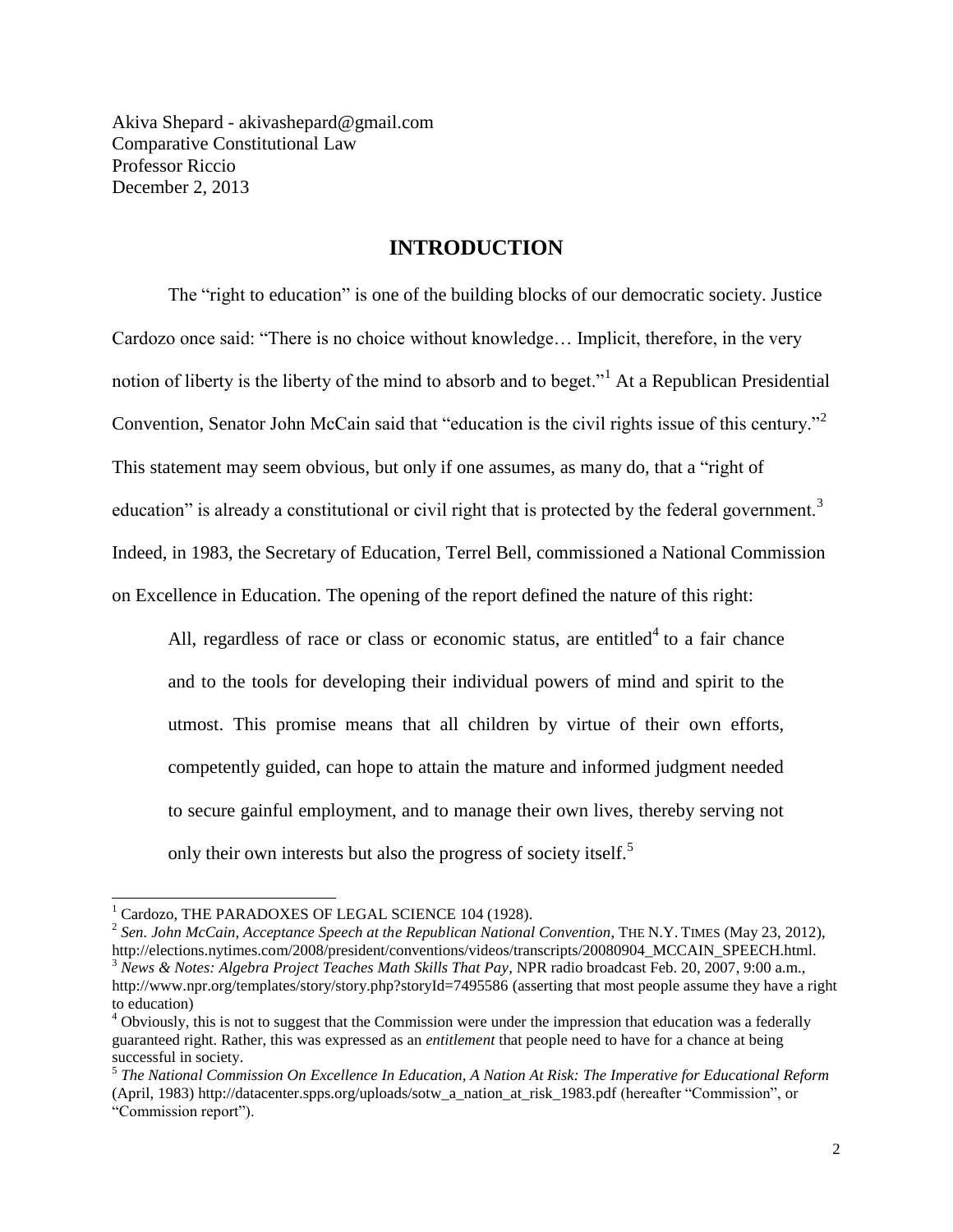Akiva Shepard - akivashepard@gmail.com
Comparative Constitutional Law
Professor Riccio
December 2, 2013

## INTRODUCTION

The "right to education" is one of the building blocks of our democratic society. Justice Cardozo once said: "There is no choice without knowledge… Implicit, therefore, in the very notion of liberty is the liberty of the mind to absorb and to beget."[1] At a Republican Presidential Convention, Senator John McCain said that "education is the civil rights issue of this century."[2] This statement may seem obvious, but only if one assumes, as many do, that a "right of education" is already a constitutional or civil right that is protected by the federal government.[3] Indeed, in 1983, the Secretary of Education, Terrel Bell, commissioned a National Commission on Excellence in Education. The opening of the report defined the nature of this right:

> All, regardless of race or class or economic status, are entitled[4] to a fair chance and to the tools for developing their individual powers of mind and spirit to the utmost. This promise means that all children by virtue of their own efforts, competently guided, can hope to attain the mature and informed judgment needed to secure gainful employment, and to manage their own lives, thereby serving not only their own interests but also the progress of society itself.[5]

---

[1] Cardozo, THE PARADOXES OF LEGAL SCIENCE 104 (1928).

[2] *Sen. John McCain, Acceptance Speech at the Republican National Convention*, THE N.Y. TIMES (May 23, 2012), http://elections.nytimes.com/2008/president/conventions/videos/transcripts/20080904_MCCAIN_SPEECH.html.

[3] *News & Notes: Algebra Project Teaches Math Skills That Pay*, NPR radio broadcast Feb. 20, 2007, 9:00 a.m., http://www.npr.org/templates/story/story.php?storyId=7495586 (asserting that most people assume they have a right to education)

[4] Obviously, this is not to suggest that the Commission were under the impression that education was a federally guaranteed right. Rather, this was expressed as an *entitlement* that people need to have for a chance at being successful in society.

[5] *The National Commission On Excellence In Education, A Nation At Risk: The Imperative for Educational Reform* (April, 1983) http://datacenter.spps.org/uploads/sotw_a_nation_at_risk_1983.pdf (hereafter "Commission", or "Commission report").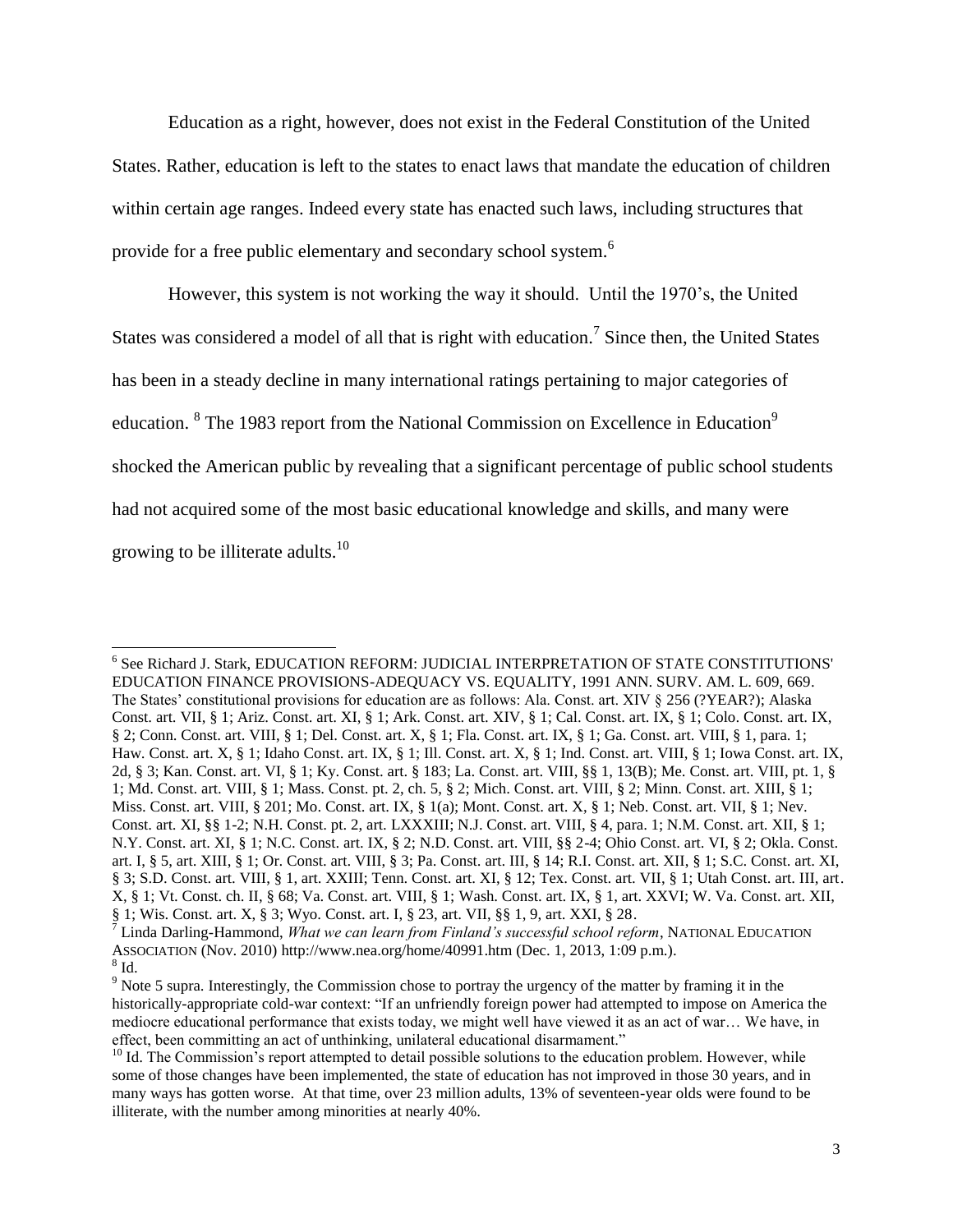Education as a right, however, does not exist in the Federal Constitution of the United States. Rather, education is left to the states to enact laws that mandate the education of children within certain age ranges. Indeed every state has enacted such laws, including structures that provide for a free public elementary and secondary school system.[6]

However, this system is not working the way it should. Until the 1970's, the United States was considered a model of all that is right with education.[7] Since then, the United States has been in a steady decline in many international ratings pertaining to major categories of education. [8] The 1983 report from the National Commission on Excellence in Education[9] shocked the American public by revealing that a significant percentage of public school students had not acquired some of the most basic educational knowledge and skills, and many were growing to be illiterate adults.[10]

---

[6] See Richard J. Stark, EDUCATION REFORM: JUDICIAL INTERPRETATION OF STATE CONSTITUTIONS' EDUCATION FINANCE PROVISIONS-ADEQUACY VS. EQUALITY, 1991 ANN. SURV. AM. L. 609, 669. The States' constitutional provisions for education are as follows: Ala. Const. art. XIV § 256 (?YEAR?); Alaska Const. art. VII, § 1; Ariz. Const. art. XI, § 1; Ark. Const. art. XIV, § 1; Cal. Const. art. IX, § 1; Colo. Const. art. IX, § 2; Conn. Const. art. VIII, § 1; Del. Const. art. X, § 1; Fla. Const. art. IX, § 1; Ga. Const. art. VIII, § 1, para. 1; Haw. Const. art. X, § 1; Idaho Const. art. IX, § 1; Ill. Const. art. X, § 1; Ind. Const. art. VIII, § 1; Iowa Const. art. IX, 2d, § 3; Kan. Const. art. VI, § 1; Ky. Const. art. § 183; La. Const. art. VIII, §§ 1, 13(B); Me. Const. art. VIII, pt. 1, § 1; Md. Const. art. VIII, § 1; Mass. Const. pt. 2, ch. 5, § 2; Mich. Const. art. VIII, § 2; Minn. Const. art. XIII, § 1; Miss. Const. art. VIII, § 201; Mo. Const. art. IX, § 1(a); Mont. Const. art. X, § 1; Neb. Const. art. VII, § 1; Nev. Const. art. XI, §§ 1-2; N.H. Const. pt. 2, art. LXXXIII; N.J. Const. art. VIII, § 4, para. 1; N.M. Const. art. XII, § 1; N.Y. Const. art. XI, § 1; N.C. Const. art. IX, § 2; N.D. Const. art. VIII, §§ 2-4; Ohio Const. art. VI, § 2; Okla. Const. art. I, § 5, art. XIII, § 1; Or. Const. art. VIII, § 3; Pa. Const. art. III, § 14; R.I. Const. art. XII, § 1; S.C. Const. art. XI, § 3; S.D. Const. art. VIII, § 1, art. XXIII; Tenn. Const. art. XI, § 12; Tex. Const. art. VII, § 1; Utah Const. art. III, art. X, § 1; Vt. Const. ch. II, § 68; Va. Const. art. VIII, § 1; Wash. Const. art. IX, § 1, art. XXVI; W. Va. Const. art. XII, § 1; Wis. Const. art. X, § 3; Wyo. Const. art. I, § 23, art. VII, §§ 1, 9, art. XXI, § 28.

[7] Linda Darling-Hammond, *What we can learn from Finland's successful school reform*, NATIONAL EDUCATION ASSOCIATION (Nov. 2010) http://www.nea.org/home/40991.htm (Dec. 1, 2013, 1:09 p.m.).

[8] Id.

[9] Note 5 supra. Interestingly, the Commission chose to portray the urgency of the matter by framing it in the historically-appropriate cold-war context: "If an unfriendly foreign power had attempted to impose on America the mediocre educational performance that exists today, we might well have viewed it as an act of war… We have, in effect, been committing an act of unthinking, unilateral educational disarmament."

[10] Id. The Commission's report attempted to detail possible solutions to the education problem. However, while some of those changes have been implemented, the state of education has not improved in those 30 years, and in many ways has gotten worse. At that time, over 23 million adults, 13% of seventeen-year olds were found to be illiterate, with the number among minorities at nearly 40%.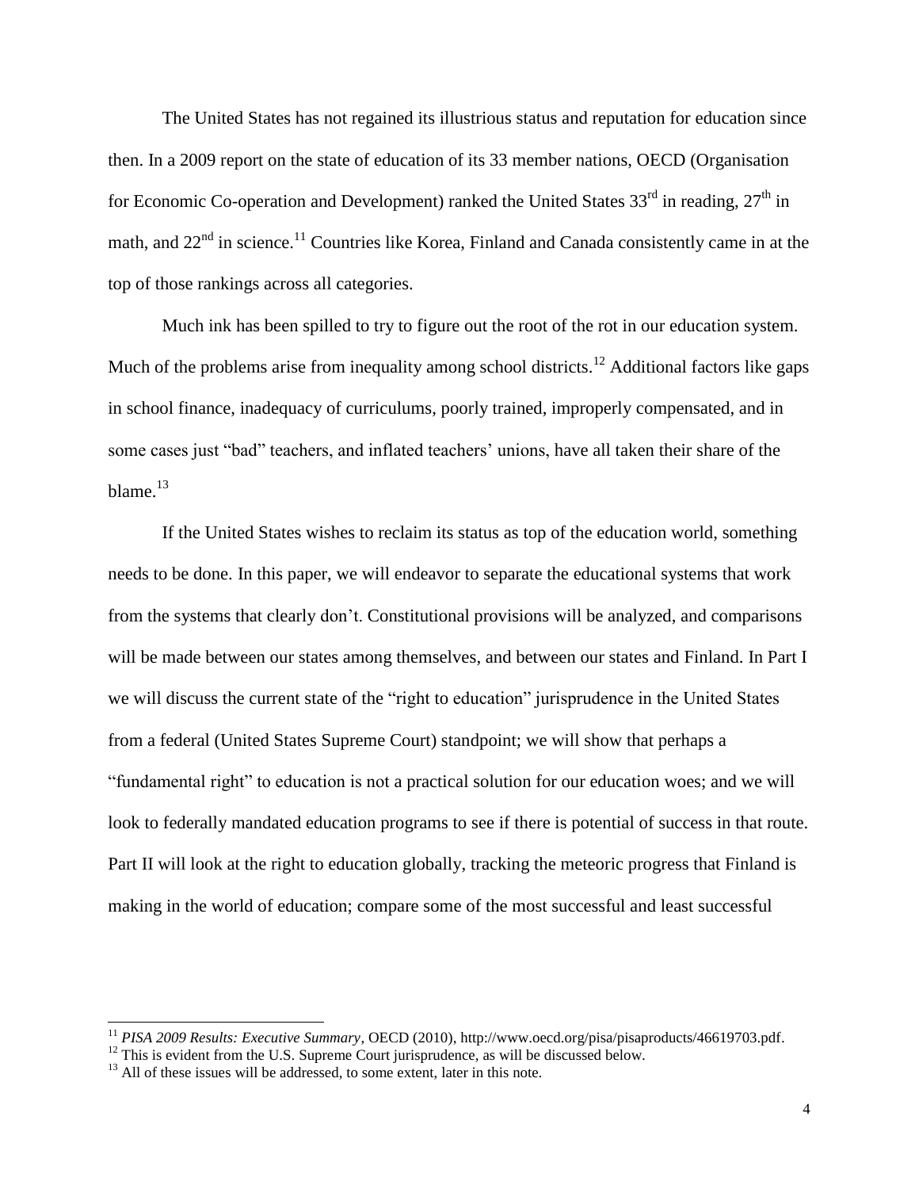The United States has not regained its illustrious status and reputation for education since then. In a 2009 report on the state of education of its 33 member nations, OECD (Organisation for Economic Co-operation and Development) ranked the United States 33rd in reading, 27th in math, and 22nd in science.[11] Countries like Korea, Finland and Canada consistently came in at the top of those rankings across all categories.

Much ink has been spilled to try to figure out the root of the rot in our education system. Much of the problems arise from inequality among school districts.[12] Additional factors like gaps in school finance, inadequacy of curriculums, poorly trained, improperly compensated, and in some cases just "bad" teachers, and inflated teachers' unions, have all taken their share of the blame.[13]

If the United States wishes to reclaim its status as top of the education world, something needs to be done. In this paper, we will endeavor to separate the educational systems that work from the systems that clearly don't. Constitutional provisions will be analyzed, and comparisons will be made between our states among themselves, and between our states and Finland. In Part I we will discuss the current state of the "right to education" jurisprudence in the United States from a federal (United States Supreme Court) standpoint; we will show that perhaps a "fundamental right" to education is not a practical solution for our education woes; and we will look to federally mandated education programs to see if there is potential of success in that route. Part II will look at the right to education globally, tracking the meteoric progress that Finland is making in the world of education; compare some of the most successful and least successful

---

[11] *PISA 2009 Results: Executive Summary*, OECD (2010), http://www.oecd.org/pisa/pisaproducts/46619703.pdf.

[12] This is evident from the U.S. Supreme Court jurisprudence, as will be discussed below.

[13] All of these issues will be addressed, to some extent, later in this note.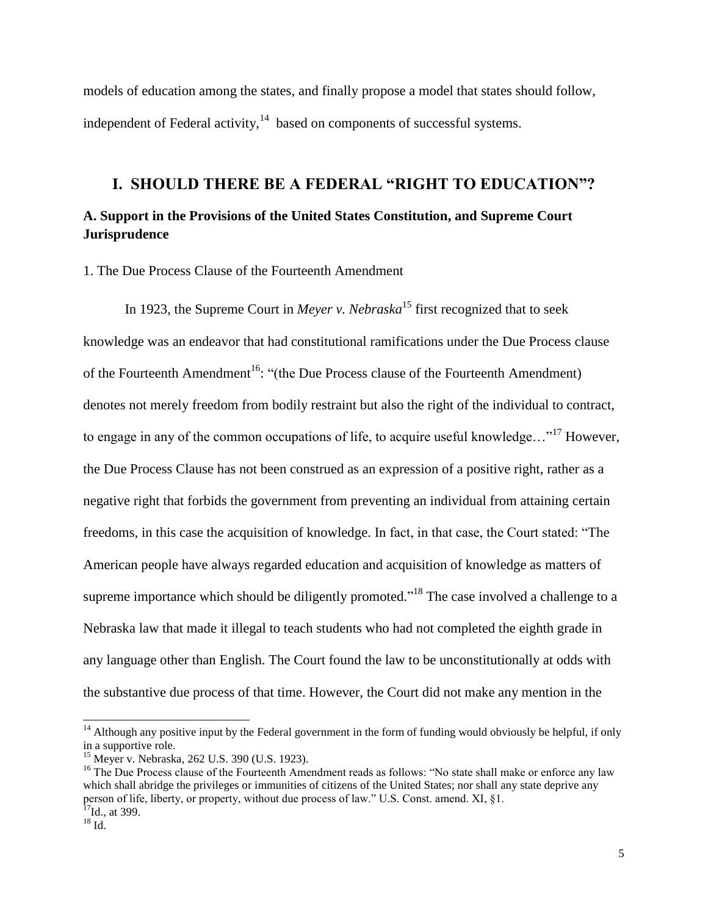models of education among the states, and finally propose a model that states should follow, independent of Federal activity,[14] based on components of successful systems.

# I. SHOULD THERE BE A FEDERAL "RIGHT TO EDUCATION"?

## A. Support in the Provisions of the United States Constitution, and Supreme Court Jurisprudence

1. The Due Process Clause of the Fourteenth Amendment

In 1923, the Supreme Court in *Meyer v. Nebraska*[15] first recognized that to seek knowledge was an endeavor that had constitutional ramifications under the Due Process clause of the Fourteenth Amendment[16]: "(the Due Process clause of the Fourteenth Amendment) denotes not merely freedom from bodily restraint but also the right of the individual to contract, to engage in any of the common occupations of life, to acquire useful knowledge…"[17] However, the Due Process Clause has not been construed as an expression of a positive right, rather as a negative right that forbids the government from preventing an individual from attaining certain freedoms, in this case the acquisition of knowledge. In fact, in that case, the Court stated: "The American people have always regarded education and acquisition of knowledge as matters of supreme importance which should be diligently promoted."[18] The case involved a challenge to a Nebraska law that made it illegal to teach students who had not completed the eighth grade in any language other than English. The Court found the law to be unconstitutionally at odds with the substantive due process of that time. However, the Court did not make any mention in the

---

[14] Although any positive input by the Federal government in the form of funding would obviously be helpful, if only in a supportive role.

[15] Meyer v. Nebraska, 262 U.S. 390 (U.S. 1923).

[16] The Due Process clause of the Fourteenth Amendment reads as follows: "No state shall make or enforce any law which shall abridge the privileges or immunities of citizens of the United States; nor shall any state deprive any person of life, liberty, or property, without due process of law." U.S. Const. amend. XI, §1.

[17] Id., at 399.

[18] Id.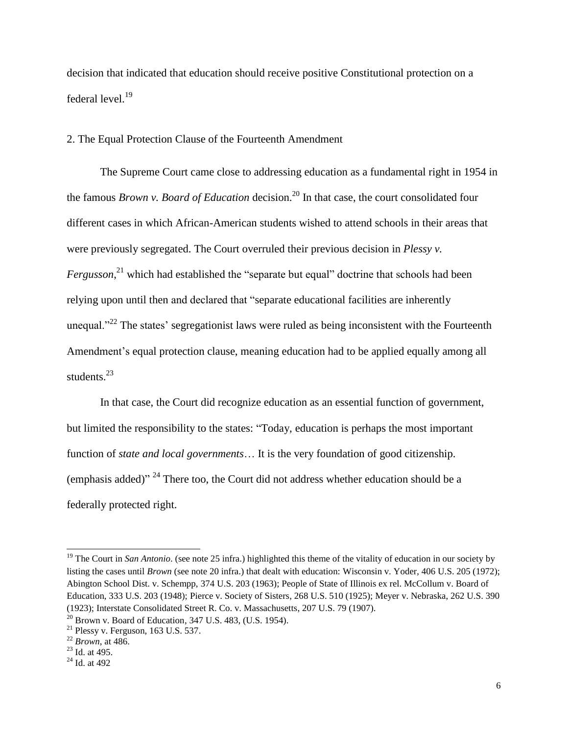decision that indicated that education should receive positive Constitutional protection on a federal level.[19]

2. The Equal Protection Clause of the Fourteenth Amendment

The Supreme Court came close to addressing education as a fundamental right in 1954 in the famous *Brown v. Board of Education* decision.[20] In that case, the court consolidated four different cases in which African-American students wished to attend schools in their areas that were previously segregated. The Court overruled their previous decision in *Plessy v. Fergusson*,[21] which had established the "separate but equal" doctrine that schools had been relying upon until then and declared that "separate educational facilities are inherently unequal."[22] The states' segregationist laws were ruled as being inconsistent with the Fourteenth Amendment's equal protection clause, meaning education had to be applied equally among all students.[23]

In that case, the Court did recognize education as an essential function of government, but limited the responsibility to the states: "Today, education is perhaps the most important function of *state and local governments*… It is the very foundation of good citizenship. (emphasis added)" [24] There too, the Court did not address whether education should be a federally protected right.

---

[19] The Court in *San Antonio*. (see note 25 infra.) highlighted this theme of the vitality of education in our society by listing the cases until *Brown* (see note 20 infra.) that dealt with education: Wisconsin v. Yoder, 406 U.S. 205 (1972); Abington School Dist. v. Schempp, 374 U.S. 203 (1963); People of State of Illinois ex rel. McCollum v. Board of Education, 333 U.S. 203 (1948); Pierce v. Society of Sisters, 268 U.S. 510 (1925); Meyer v. Nebraska, 262 U.S. 390 (1923); Interstate Consolidated Street R. Co. v. Massachusetts, 207 U.S. 79 (1907).

[20] Brown v. Board of Education, 347 U.S. 483, (U.S. 1954).

[21] Plessy v. Ferguson, 163 U.S. 537.

[22] *Brown*, at 486.

[23] Id. at 495.

[24] Id. at 492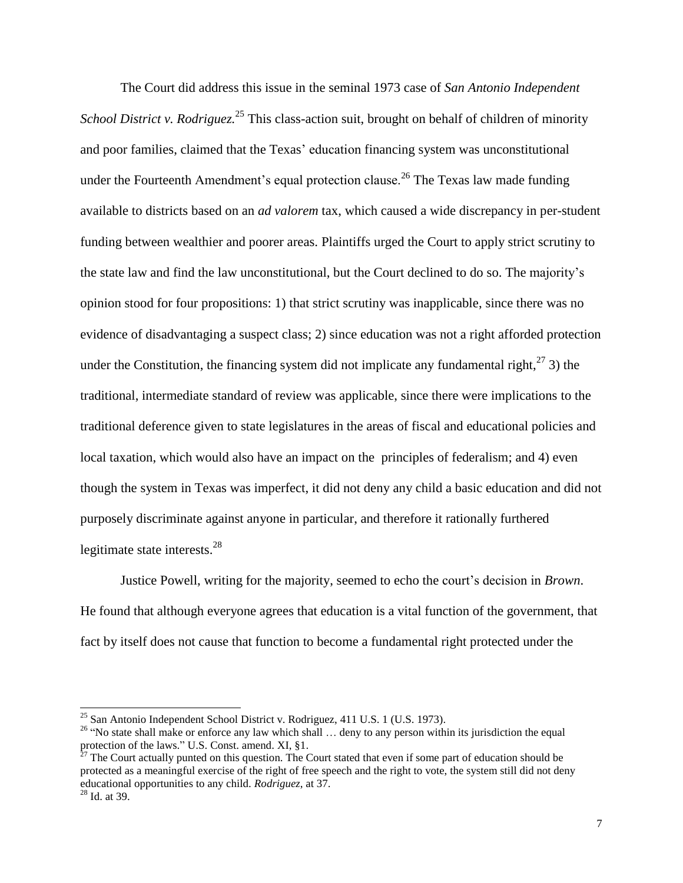The Court did address this issue in the seminal 1973 case of *San Antonio Independent School District v. Rodriguez.*[25] This class-action suit, brought on behalf of children of minority and poor families, claimed that the Texas' education financing system was unconstitutional under the Fourteenth Amendment's equal protection clause.[26] The Texas law made funding available to districts based on an *ad valorem* tax, which caused a wide discrepancy in per-student funding between wealthier and poorer areas. Plaintiffs urged the Court to apply strict scrutiny to the state law and find the law unconstitutional, but the Court declined to do so. The majority's opinion stood for four propositions: 1) that strict scrutiny was inapplicable, since there was no evidence of disadvantaging a suspect class; 2) since education was not a right afforded protection under the Constitution, the financing system did not implicate any fundamental right,[27] 3) the traditional, intermediate standard of review was applicable, since there were implications to the traditional deference given to state legislatures in the areas of fiscal and educational policies and local taxation, which would also have an impact on the principles of federalism; and 4) even though the system in Texas was imperfect, it did not deny any child a basic education and did not purposely discriminate against anyone in particular, and therefore it rationally furthered legitimate state interests.[28]

Justice Powell, writing for the majority, seemed to echo the court's decision in *Brown*. He found that although everyone agrees that education is a vital function of the government, that fact by itself does not cause that function to become a fundamental right protected under the

---

[25] San Antonio Independent School District v. Rodriguez, 411 U.S. 1 (U.S. 1973).

[26] "No state shall make or enforce any law which shall … deny to any person within its jurisdiction the equal protection of the laws." U.S. Const. amend. XI, §1.

[27] The Court actually punted on this question. The Court stated that even if some part of education should be protected as a meaningful exercise of the right of free speech and the right to vote, the system still did not deny educational opportunities to any child. *Rodriguez*, at 37.

[28] Id. at 39.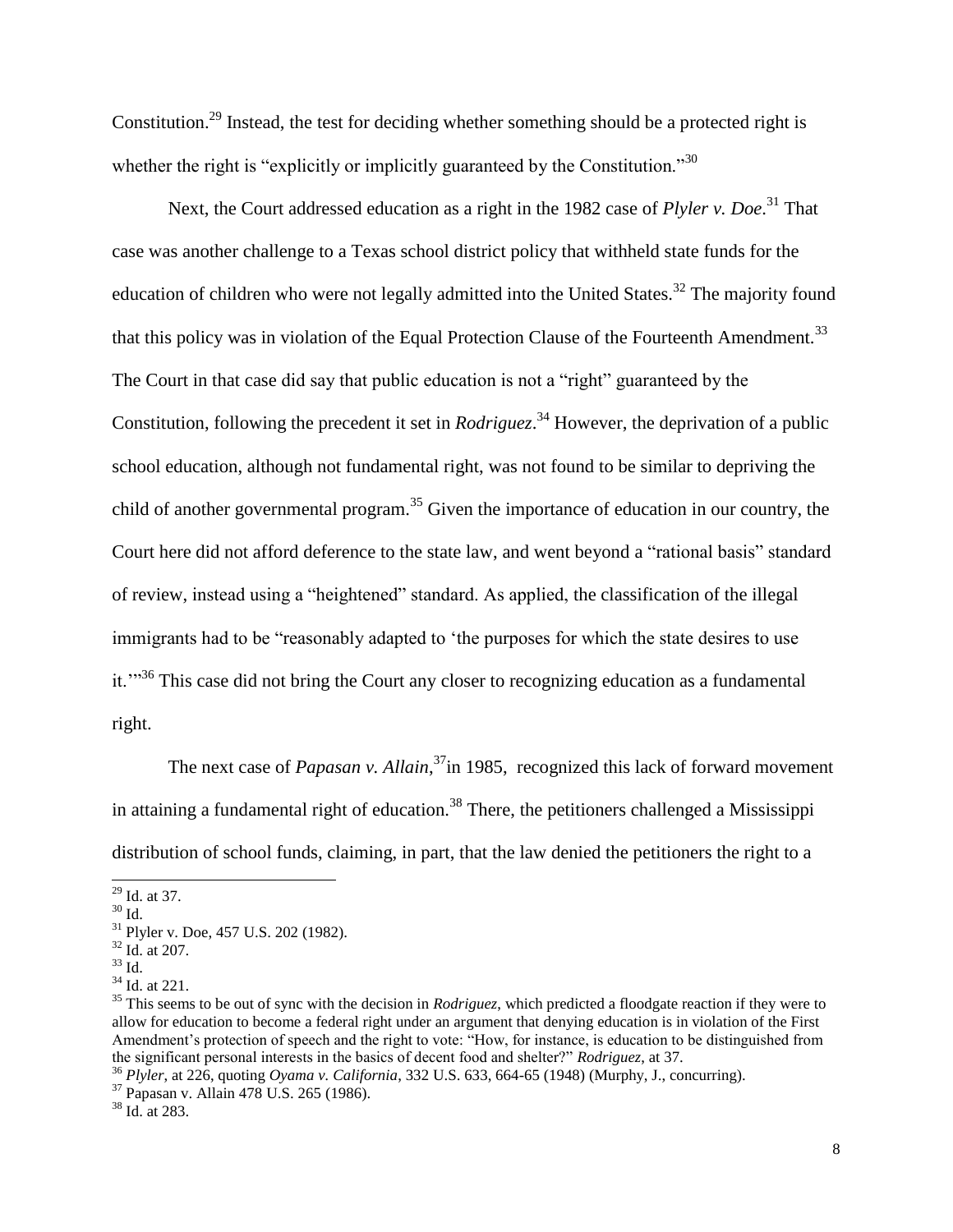Constitution.[29] Instead, the test for deciding whether something should be a protected right is whether the right is "explicitly or implicitly guaranteed by the Constitution."[30]

Next, the Court addressed education as a right in the 1982 case of *Plyler v. Doe*.[31] That case was another challenge to a Texas school district policy that withheld state funds for the education of children who were not legally admitted into the United States.[32] The majority found that this policy was in violation of the Equal Protection Clause of the Fourteenth Amendment.[33] The Court in that case did say that public education is not a "right" guaranteed by the Constitution, following the precedent it set in *Rodriguez*.[34] However, the deprivation of a public school education, although not fundamental right, was not found to be similar to depriving the child of another governmental program.[35] Given the importance of education in our country, the Court here did not afford deference to the state law, and went beyond a "rational basis" standard of review, instead using a "heightened" standard. As applied, the classification of the illegal immigrants had to be "reasonably adapted to 'the purposes for which the state desires to use it.'"[36] This case did not bring the Court any closer to recognizing education as a fundamental right.

The next case of *Papasan v. Allain*,[37] in 1985, recognized this lack of forward movement in attaining a fundamental right of education.[38] There, the petitioners challenged a Mississippi distribution of school funds, claiming, in part, that the law denied the petitioners the right to a

---

[29] Id. at 37.

[30] Id.

[31] Plyler v. Doe, 457 U.S. 202 (1982).

[32] Id. at 207.

[33] Id.

[34] Id. at 221.

[35] This seems to be out of sync with the decision in *Rodriguez*, which predicted a floodgate reaction if they were to allow for education to become a federal right under an argument that denying education is in violation of the First Amendment's protection of speech and the right to vote: "How, for instance, is education to be distinguished from the significant personal interests in the basics of decent food and shelter?" *Rodriguez*, at 37.

[36] *Plyler*, at 226, quoting *Oyama v. California*, 332 U.S. 633, 664-65 (1948) (Murphy, J., concurring).

[37] Papasan v. Allain 478 U.S. 265 (1986).

[38] Id. at 283.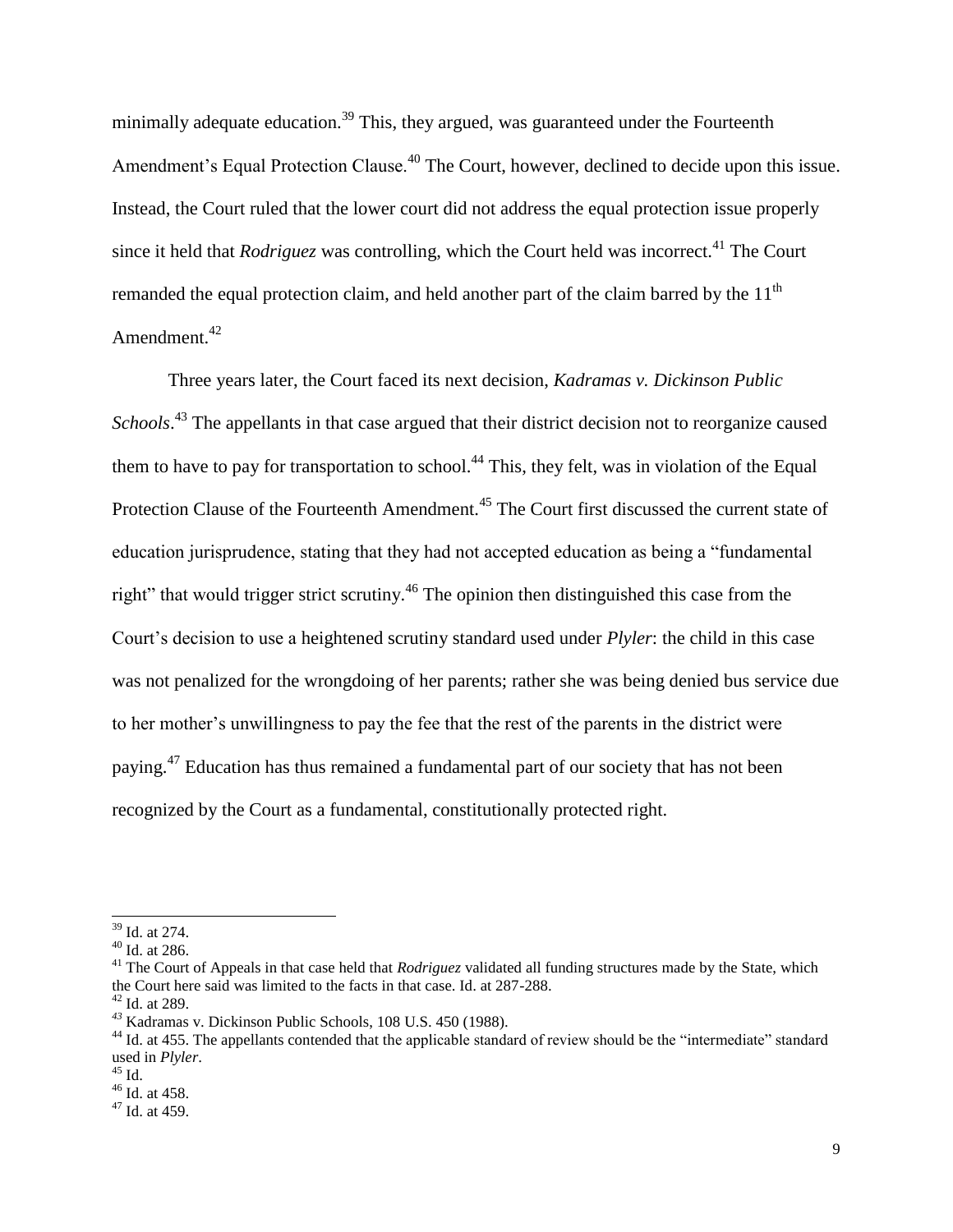minimally adequate education.[39] This, they argued, was guaranteed under the Fourteenth Amendment's Equal Protection Clause.[40] The Court, however, declined to decide upon this issue. Instead, the Court ruled that the lower court did not address the equal protection issue properly since it held that *Rodriguez* was controlling, which the Court held was incorrect.[41] The Court remanded the equal protection claim, and held another part of the claim barred by the 11th Amendment.[42]

Three years later, the Court faced its next decision, *Kadramas v. Dickinson Public Schools*.[43] The appellants in that case argued that their district decision not to reorganize caused them to have to pay for transportation to school.[44] This, they felt, was in violation of the Equal Protection Clause of the Fourteenth Amendment.[45] The Court first discussed the current state of education jurisprudence, stating that they had not accepted education as being a "fundamental right" that would trigger strict scrutiny.[46] The opinion then distinguished this case from the Court's decision to use a heightened scrutiny standard used under *Plyler*: the child in this case was not penalized for the wrongdoing of her parents; rather she was being denied bus service due to her mother's unwillingness to pay the fee that the rest of the parents in the district were paying.[47] Education has thus remained a fundamental part of our society that has not been recognized by the Court as a fundamental, constitutionally protected right.

---

[39] Id. at 274.

[40] Id. at 286.

[41] The Court of Appeals in that case held that *Rodriguez* validated all funding structures made by the State, which the Court here said was limited to the facts in that case. Id. at 287-288.

[42] Id. at 289.

[43] Kadramas v. Dickinson Public Schools, 108 U.S. 450 (1988).

[44] Id. at 455. The appellants contended that the applicable standard of review should be the "intermediate" standard used in *Plyler*.

[45] Id.

[46] Id. at 458.

[47] Id. at 459.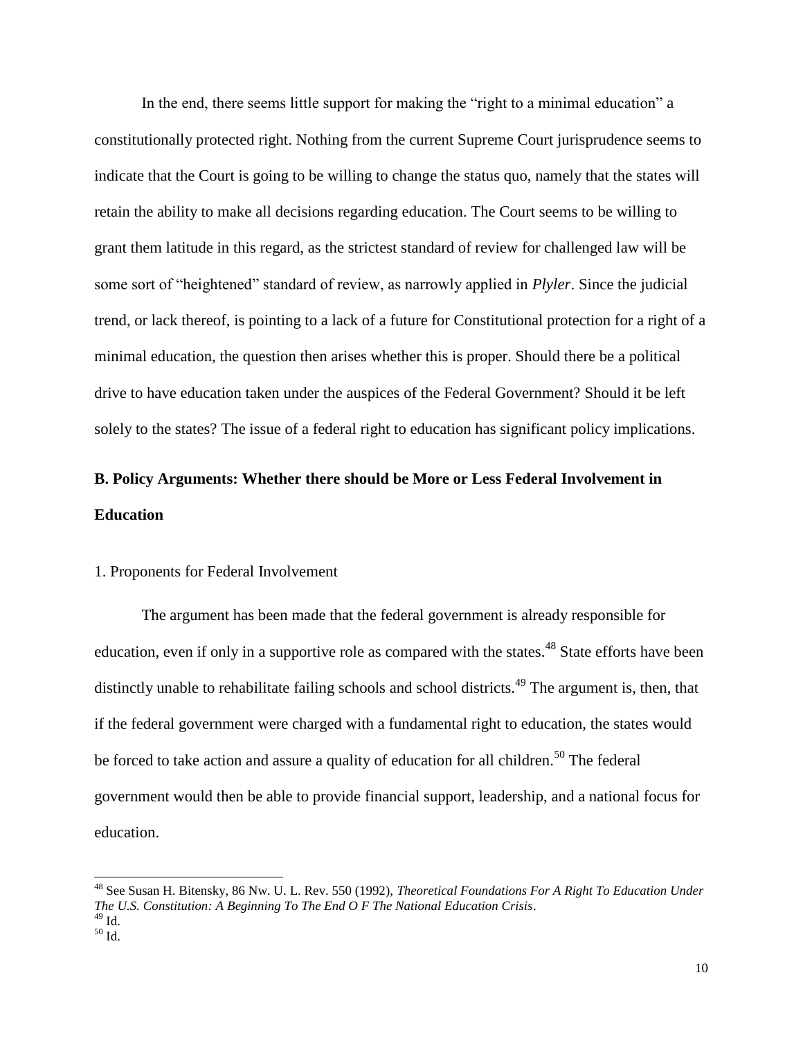In the end, there seems little support for making the "right to a minimal education" a constitutionally protected right. Nothing from the current Supreme Court jurisprudence seems to indicate that the Court is going to be willing to change the status quo, namely that the states will retain the ability to make all decisions regarding education. The Court seems to be willing to grant them latitude in this regard, as the strictest standard of review for challenged law will be some sort of "heightened" standard of review, as narrowly applied in *Plyler*. Since the judicial trend, or lack thereof, is pointing to a lack of a future for Constitutional protection for a right of a minimal education, the question then arises whether this is proper. Should there be a political drive to have education taken under the auspices of the Federal Government? Should it be left solely to the states? The issue of a federal right to education has significant policy implications.

## B. Policy Arguments: Whether there should be More or Less Federal Involvement in Education

### 1. Proponents for Federal Involvement

The argument has been made that the federal government is already responsible for education, even if only in a supportive role as compared with the states.[48] State efforts have been distinctly unable to rehabilitate failing schools and school districts.[49] The argument is, then, that if the federal government were charged with a fundamental right to education, the states would be forced to take action and assure a quality of education for all children.[50] The federal government would then be able to provide financial support, leadership, and a national focus for education.

---

[48] See Susan H. Bitensky, 86 Nw. U. L. Rev. 550 (1992), *Theoretical Foundations For A Right To Education Under The U.S. Constitution: A Beginning To The End O F The National Education Crisis*.

[49] Id.

[50] Id.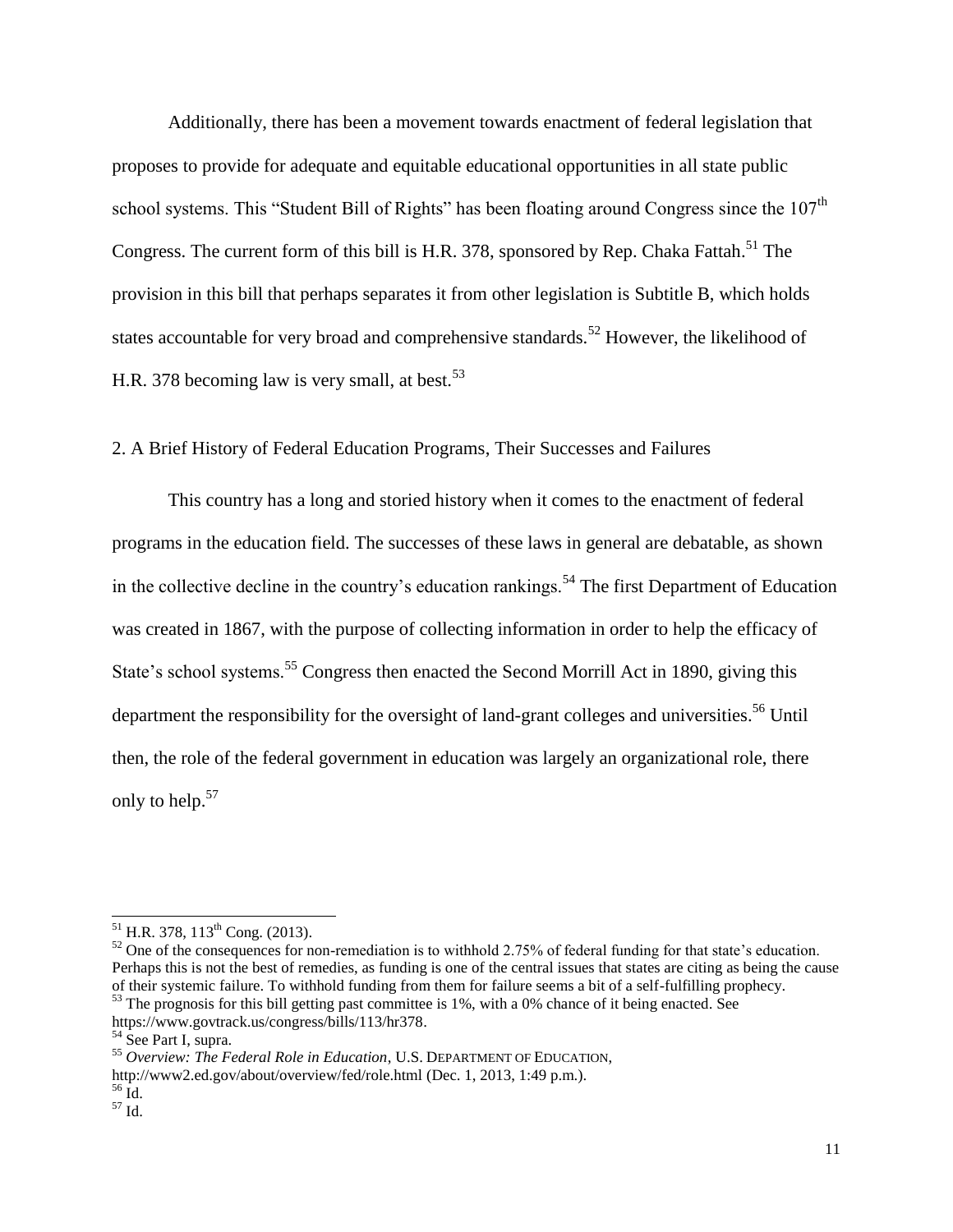Additionally, there has been a movement towards enactment of federal legislation that proposes to provide for adequate and equitable educational opportunities in all state public school systems. This "Student Bill of Rights" has been floating around Congress since the 107th Congress. The current form of this bill is H.R. 378, sponsored by Rep. Chaka Fattah.[51] The provision in this bill that perhaps separates it from other legislation is Subtitle B, which holds states accountable for very broad and comprehensive standards.[52] However, the likelihood of H.R. 378 becoming law is very small, at best.[53]

## 2. A Brief History of Federal Education Programs, Their Successes and Failures

This country has a long and storied history when it comes to the enactment of federal programs in the education field. The successes of these laws in general are debatable, as shown in the collective decline in the country's education rankings.[54] The first Department of Education was created in 1867, with the purpose of collecting information in order to help the efficacy of State's school systems.[55] Congress then enacted the Second Morrill Act in 1890, giving this department the responsibility for the oversight of land-grant colleges and universities.[56] Until then, the role of the federal government in education was largely an organizational role, there only to help.[57]

---

[51] H.R. 378, 113th Cong. (2013).

[52] One of the consequences for non-remediation is to withhold 2.75% of federal funding for that state's education. Perhaps this is not the best of remedies, as funding is one of the central issues that states are citing as being the cause of their systemic failure. To withhold funding from them for failure seems a bit of a self-fulfilling prophecy.

[53] The prognosis for this bill getting past committee is 1%, with a 0% chance of it being enacted. See https://www.govtrack.us/congress/bills/113/hr378.

[54] See Part I, supra.

[55] *Overview: The Federal Role in Education*, U.S. DEPARTMENT OF EDUCATION, http://www2.ed.gov/about/overview/fed/role.html (Dec. 1, 2013, 1:49 p.m.).

[56] Id.

[57] Id.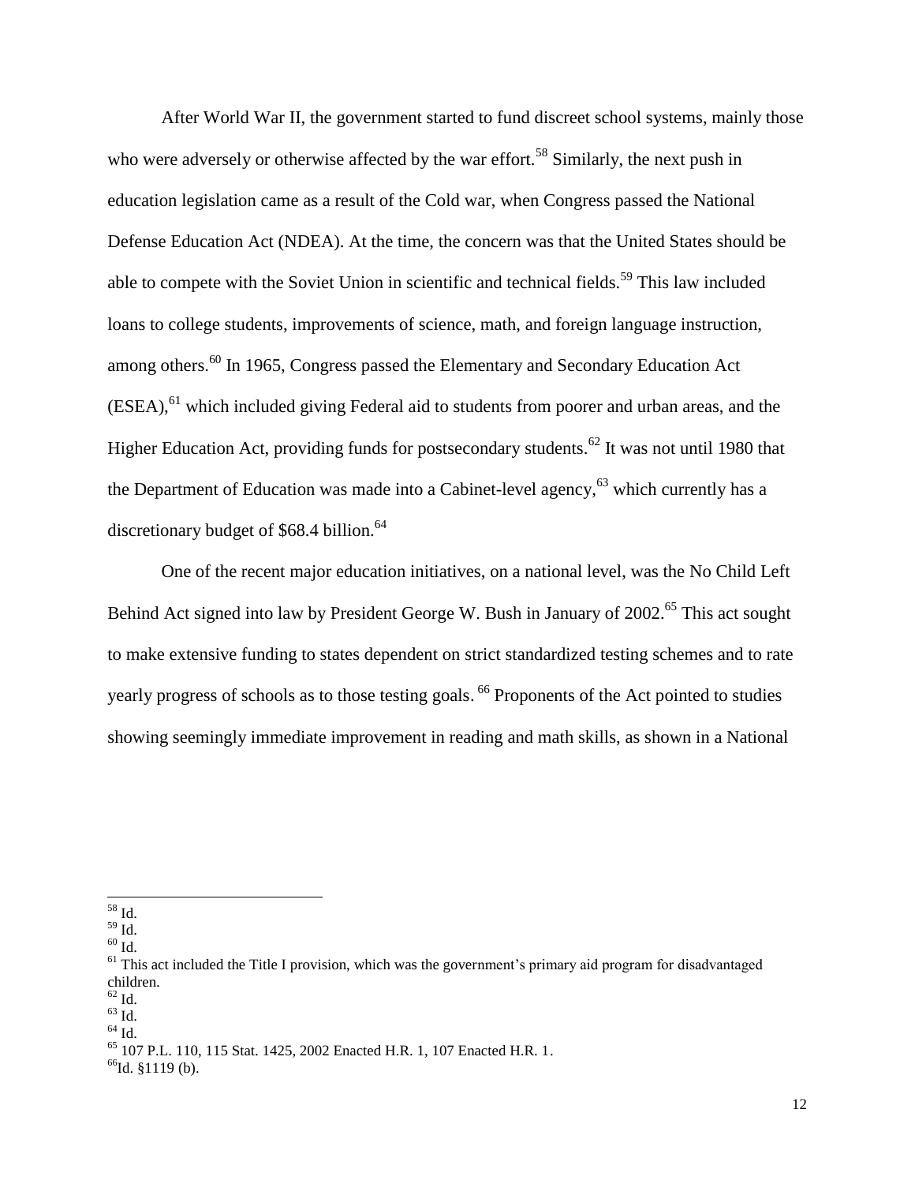After World War II, the government started to fund discreet school systems, mainly those who were adversely or otherwise affected by the war effort.[58] Similarly, the next push in education legislation came as a result of the Cold war, when Congress passed the National Defense Education Act (NDEA). At the time, the concern was that the United States should be able to compete with the Soviet Union in scientific and technical fields.[59] This law included loans to college students, improvements of science, math, and foreign language instruction, among others.[60] In 1965, Congress passed the Elementary and Secondary Education Act (ESEA),[61] which included giving Federal aid to students from poorer and urban areas, and the Higher Education Act, providing funds for postsecondary students.[62] It was not until 1980 that the Department of Education was made into a Cabinet-level agency,[63] which currently has a discretionary budget of $68.4 billion.[64]

One of the recent major education initiatives, on a national level, was the No Child Left Behind Act signed into law by President George W. Bush in January of 2002.[65] This act sought to make extensive funding to states dependent on strict standardized testing schemes and to rate yearly progress of schools as to those testing goals. [66] Proponents of the Act pointed to studies showing seemingly immediate improvement in reading and math skills, as shown in a National

---

[58] Id.

[59] Id.

[60] Id.

[61] This act included the Title I provision, which was the government's primary aid program for disadvantaged children.

[62] Id.

[63] Id.

[64] Id.

[65] 107 P.L. 110, 115 Stat. 1425, 2002 Enacted H.R. 1, 107 Enacted H.R. 1.

[66] Id. §1119 (b).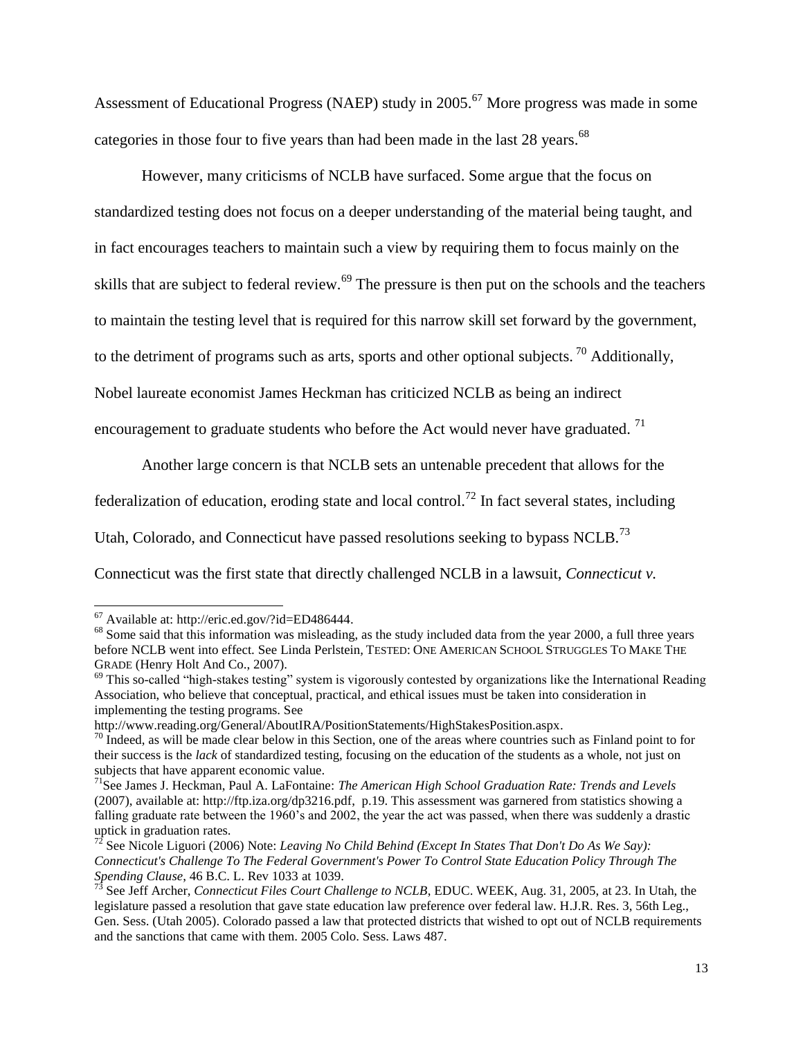Assessment of Educational Progress (NAEP) study in 2005.[67] More progress was made in some categories in those four to five years than had been made in the last 28 years.[68]

However, many criticisms of NCLB have surfaced. Some argue that the focus on standardized testing does not focus on a deeper understanding of the material being taught, and in fact encourages teachers to maintain such a view by requiring them to focus mainly on the skills that are subject to federal review.[69] The pressure is then put on the schools and the teachers to maintain the testing level that is required for this narrow skill set forward by the government, to the detriment of programs such as arts, sports and other optional subjects. [70] Additionally, Nobel laureate economist James Heckman has criticized NCLB as being an indirect encouragement to graduate students who before the Act would never have graduated. [71]

Another large concern is that NCLB sets an untenable precedent that allows for the federalization of education, eroding state and local control.[72] In fact several states, including Utah, Colorado, and Connecticut have passed resolutions seeking to bypass NCLB.[73] Connecticut was the first state that directly challenged NCLB in a lawsuit, *Connecticut v.*

---

[67] Available at: http://eric.ed.gov/?id=ED486444.

[68] Some said that this information was misleading, as the study included data from the year 2000, a full three years before NCLB went into effect. See Linda Perlstein, TESTED: ONE AMERICAN SCHOOL STRUGGLES TO MAKE THE GRADE (Henry Holt And Co., 2007).

[69] This so-called "high-stakes testing" system is vigorously contested by organizations like the International Reading Association, who believe that conceptual, practical, and ethical issues must be taken into consideration in implementing the testing programs. See http://www.reading.org/General/AboutIRA/PositionStatements/HighStakesPosition.aspx.

[70] Indeed, as will be made clear below in this Section, one of the areas where countries such as Finland point to for their success is the *lack* of standardized testing, focusing on the education of the students as a whole, not just on subjects that have apparent economic value.

[71] See James J. Heckman, Paul A. LaFontaine: *The American High School Graduation Rate: Trends and Levels* (2007), available at: http://ftp.iza.org/dp3216.pdf, p.19. This assessment was garnered from statistics showing a falling graduate rate between the 1960's and 2002, the year the act was passed, when there was suddenly a drastic uptick in graduation rates.

[72] See Nicole Liguori (2006) Note: *Leaving No Child Behind (Except In States That Don't Do As We Say): Connecticut's Challenge To The Federal Government's Power To Control State Education Policy Through The Spending Clause*, 46 B.C. L. Rev 1033 at 1039.

[73] See Jeff Archer, *Connecticut Files Court Challenge to NCLB*, EDUC. WEEK, Aug. 31, 2005, at 23. In Utah, the legislature passed a resolution that gave state education law preference over federal law. H.J.R. Res. 3, 56th Leg., Gen. Sess. (Utah 2005). Colorado passed a law that protected districts that wished to opt out of NCLB requirements and the sanctions that came with them. 2005 Colo. Sess. Laws 487.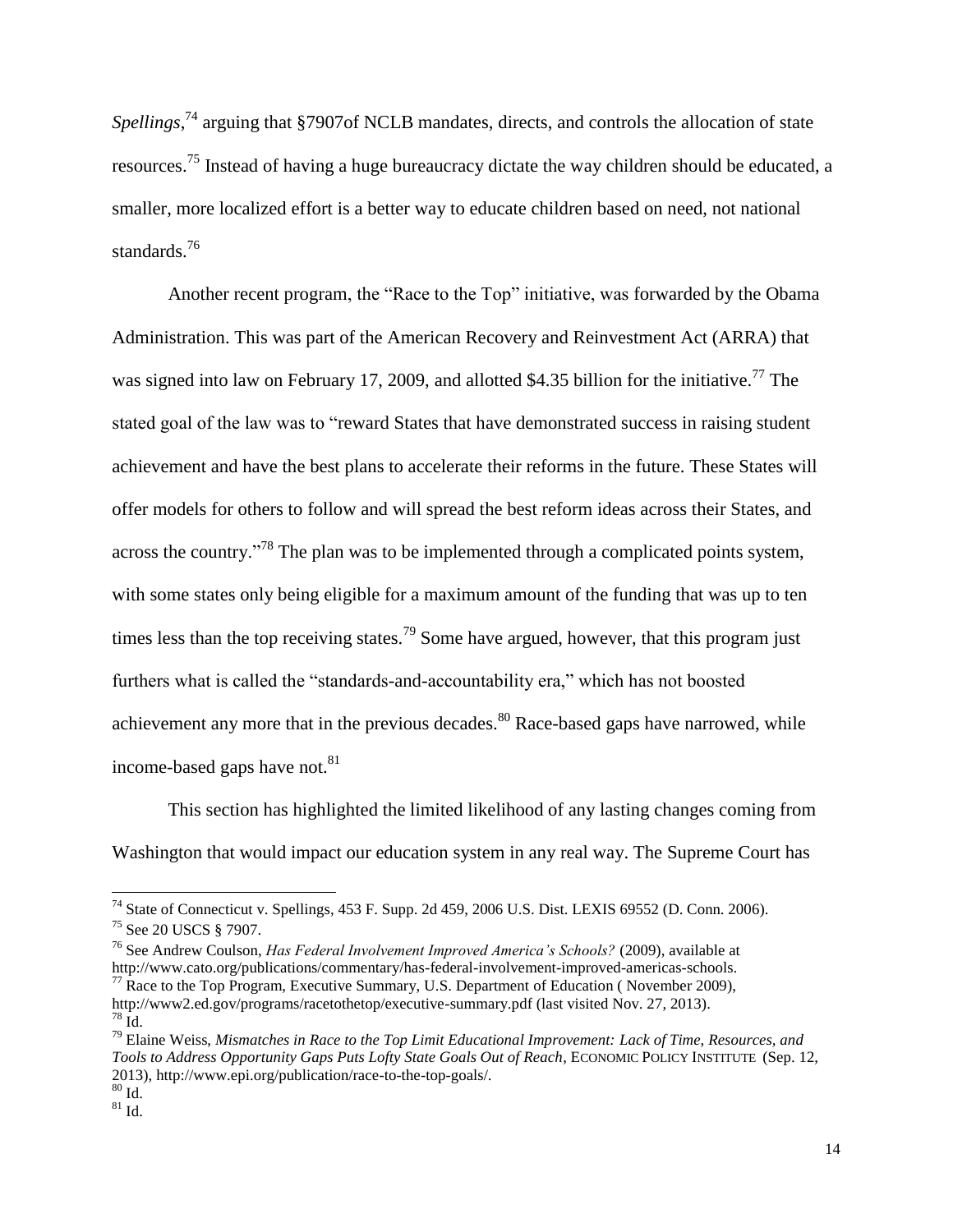*Spellings*,[74] arguing that §7907of NCLB mandates, directs, and controls the allocation of state resources.[75] Instead of having a huge bureaucracy dictate the way children should be educated, a smaller, more localized effort is a better way to educate children based on need, not national standards.[76]

Another recent program, the "Race to the Top" initiative, was forwarded by the Obama Administration. This was part of the American Recovery and Reinvestment Act (ARRA) that was signed into law on February 17, 2009, and allotted $4.35 billion for the initiative.[77] The stated goal of the law was to "reward States that have demonstrated success in raising student achievement and have the best plans to accelerate their reforms in the future. These States will offer models for others to follow and will spread the best reform ideas across their States, and across the country."[78] The plan was to be implemented through a complicated points system, with some states only being eligible for a maximum amount of the funding that was up to ten times less than the top receiving states.[79] Some have argued, however, that this program just furthers what is called the "standards-and-accountability era," which has not boosted achievement any more that in the previous decades.[80] Race-based gaps have narrowed, while income-based gaps have not.[81]

This section has highlighted the limited likelihood of any lasting changes coming from Washington that would impact our education system in any real way. The Supreme Court has

---

[74] State of Connecticut v. Spellings, 453 F. Supp. 2d 459, 2006 U.S. Dist. LEXIS 69552 (D. Conn. 2006).

[75] See 20 USCS § 7907.

[76] See Andrew Coulson, *Has Federal Involvement Improved America's Schools?* (2009), available at http://www.cato.org/publications/commentary/has-federal-involvement-improved-americas-schools.

[77] Race to the Top Program, Executive Summary, U.S. Department of Education ( November 2009), http://www2.ed.gov/programs/racetothetop/executive-summary.pdf (last visited Nov. 27, 2013).

[78] Id.

[79] Elaine Weiss, *Mismatches in Race to the Top Limit Educational Improvement: Lack of Time, Resources, and Tools to Address Opportunity Gaps Puts Lofty State Goals Out of Reach*, ECONOMIC POLICY INSTITUTE (Sep. 12, 2013), http://www.epi.org/publication/race-to-the-top-goals/.

[80] Id.

[81] Id.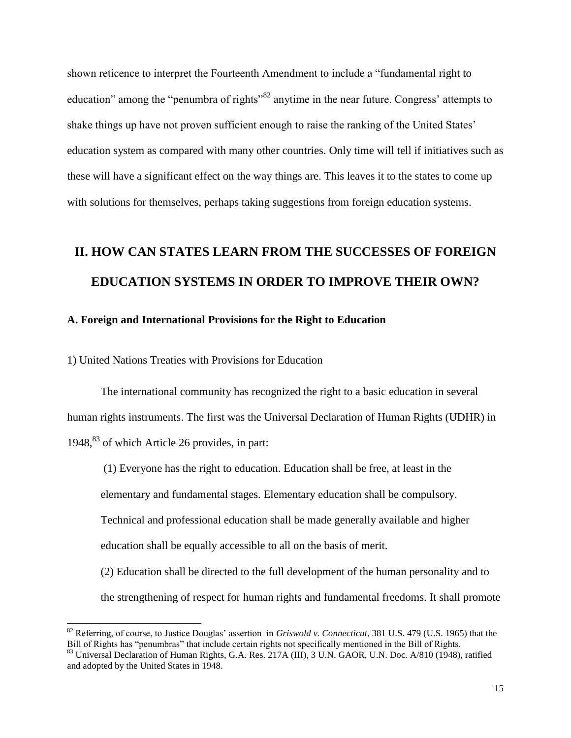shown reticence to interpret the Fourteenth Amendment to include a "fundamental right to education" among the "penumbra of rights"[82] anytime in the near future. Congress' attempts to shake things up have not proven sufficient enough to raise the ranking of the United States' education system as compared with many other countries. Only time will tell if initiatives such as these will have a significant effect on the way things are. This leaves it to the states to come up with solutions for themselves, perhaps taking suggestions from foreign education systems.

## II. HOW CAN STATES LEARN FROM THE SUCCESSES OF FOREIGN EDUCATION SYSTEMS IN ORDER TO IMPROVE THEIR OWN?

### A. Foreign and International Provisions for the Right to Education

1) United Nations Treaties with Provisions for Education

The international community has recognized the right to a basic education in several human rights instruments. The first was the Universal Declaration of Human Rights (UDHR) in 1948,[83] of which Article 26 provides, in part:

> (1) Everyone has the right to education. Education shall be free, at least in the elementary and fundamental stages. Elementary education shall be compulsory. Technical and professional education shall be made generally available and higher education shall be equally accessible to all on the basis of merit.
>
> (2) Education shall be directed to the full development of the human personality and to the strengthening of respect for human rights and fundamental freedoms. It shall promote

---

[82] Referring, of course, to Justice Douglas' assertion in *Griswold v. Connecticut*, 381 U.S. 479 (U.S. 1965) that the Bill of Rights has "penumbras" that include certain rights not specifically mentioned in the Bill of Rights.

[83] Universal Declaration of Human Rights, G.A. Res. 217A (III), 3 U.N. GAOR, U.N. Doc. A/810 (1948), ratified and adopted by the United States in 1948.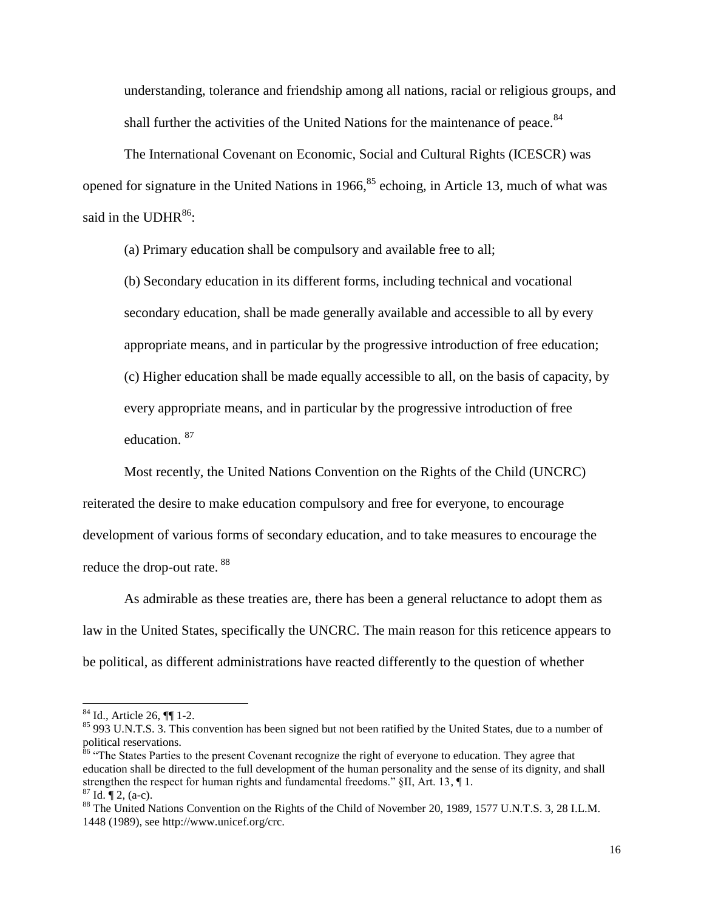understanding, tolerance and friendship among all nations, racial or religious groups, and shall further the activities of the United Nations for the maintenance of peace.[84]

The International Covenant on Economic, Social and Cultural Rights (ICESCR) was opened for signature in the United Nations in 1966,[85] echoing, in Article 13, much of what was said in the UDHR[86]:

> (a) Primary education shall be compulsory and available free to all;
>
> (b) Secondary education in its different forms, including technical and vocational secondary education, shall be made generally available and accessible to all by every appropriate means, and in particular by the progressive introduction of free education;
>
> (c) Higher education shall be made equally accessible to all, on the basis of capacity, by every appropriate means, and in particular by the progressive introduction of free education. [87]

Most recently, the United Nations Convention on the Rights of the Child (UNCRC) reiterated the desire to make education compulsory and free for everyone, to encourage development of various forms of secondary education, and to take measures to encourage the reduce the drop-out rate. [88]

As admirable as these treaties are, there has been a general reluctance to adopt them as law in the United States, specifically the UNCRC. The main reason for this reticence appears to be political, as different administrations have reacted differently to the question of whether

---

[84] Id., Article 26, ¶¶ 1-2.

[85] 993 U.N.T.S. 3. This convention has been signed but not been ratified by the United States, due to a number of political reservations.

[86] "The States Parties to the present Covenant recognize the right of everyone to education. They agree that education shall be directed to the full development of the human personality and the sense of its dignity, and shall strengthen the respect for human rights and fundamental freedoms." §II, Art. 13, ¶ 1.

[87] Id. ¶ 2, (a-c).

[88] The United Nations Convention on the Rights of the Child of November 20, 1989, 1577 U.N.T.S. 3, 28 I.L.M. 1448 (1989), see http://www.unicef.org/crc.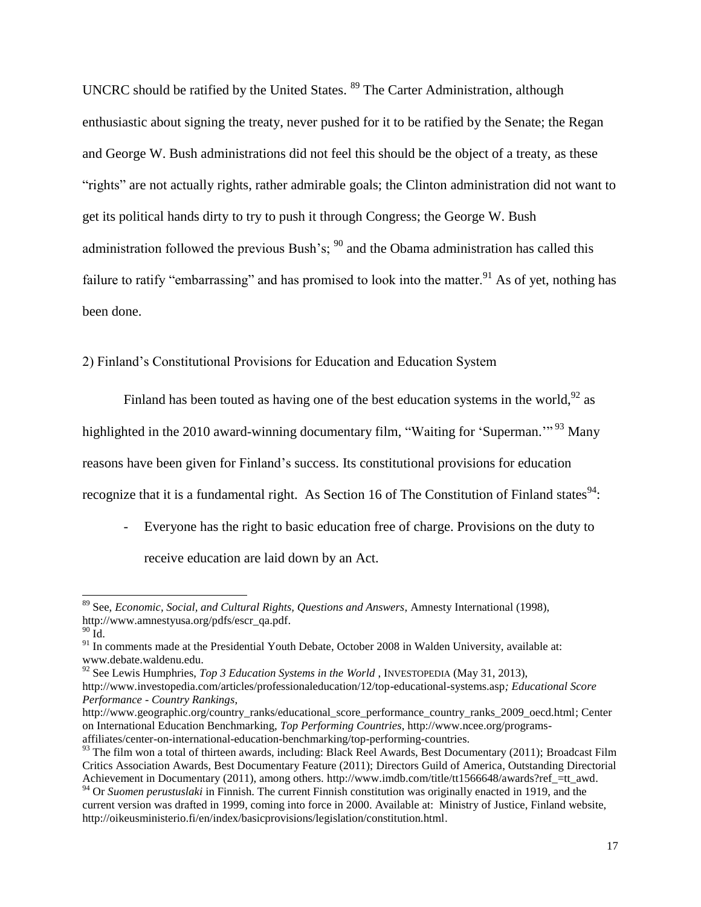UNCRC should be ratified by the United States. [89] The Carter Administration, although enthusiastic about signing the treaty, never pushed for it to be ratified by the Senate; the Regan and George W. Bush administrations did not feel this should be the object of a treaty, as these "rights" are not actually rights, rather admirable goals; the Clinton administration did not want to get its political hands dirty to try to push it through Congress; the George W. Bush administration followed the previous Bush's; [90] and the Obama administration has called this failure to ratify "embarrassing" and has promised to look into the matter.[91] As of yet, nothing has been done.

2) Finland's Constitutional Provisions for Education and Education System

Finland has been touted as having one of the best education systems in the world,[92] as highlighted in the 2010 award-winning documentary film, "Waiting for 'Superman.'" [93] Many reasons have been given for Finland's success. Its constitutional provisions for education recognize that it is a fundamental right. As Section 16 of The Constitution of Finland states[94]:

- Everyone has the right to basic education free of charge. Provisions on the duty to receive education are laid down by an Act.

---

[89] See, *Economic, Social, and Cultural Rights, Questions and Answers,* Amnesty International (1998), http://www.amnestyusa.org/pdfs/escr_qa.pdf.

[90] Id.

[91] In comments made at the Presidential Youth Debate, October 2008 in Walden University, available at: www.debate.waldenu.edu.

[92] See Lewis Humphries, *Top 3 Education Systems in the World* , INVESTOPEDIA (May 31, 2013), http://www.investopedia.com/articles/professionaleducation/12/top-educational-systems.asp*; Educational Score Performance - Country Rankings*, http://www.geographic.org/country_ranks/educational_score_performance_country_ranks_2009_oecd.html; Center on International Education Benchmarking, *Top Performing Countries*, http://www.ncee.org/programs-affiliates/center-on-international-education-benchmarking/top-performing-countries.

[93] The film won a total of thirteen awards, including: Black Reel Awards, Best Documentary (2011); Broadcast Film Critics Association Awards, Best Documentary Feature (2011); Directors Guild of America, Outstanding Directorial Achievement in Documentary (2011), among others. http://www.imdb.com/title/tt1566648/awards?ref_=tt_awd.

[94] Or *Suomen perustuslaki* in Finnish. The current Finnish constitution was originally enacted in 1919, and the current version was drafted in 1999, coming into force in 2000. Available at: Ministry of Justice, Finland website, http://oikeusministerio.fi/en/index/basicprovisions/legislation/constitution.html.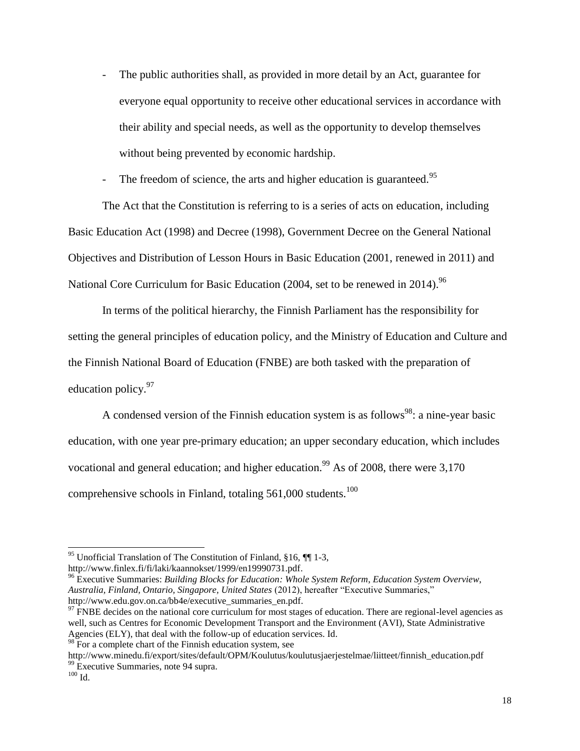- The public authorities shall, as provided in more detail by an Act, guarantee for everyone equal opportunity to receive other educational services in accordance with their ability and special needs, as well as the opportunity to develop themselves without being prevented by economic hardship.
- The freedom of science, the arts and higher education is guaranteed.[95]

The Act that the Constitution is referring to is a series of acts on education, including Basic Education Act (1998) and Decree (1998), Government Decree on the General National Objectives and Distribution of Lesson Hours in Basic Education (2001, renewed in 2011) and National Core Curriculum for Basic Education (2004, set to be renewed in 2014).[96]

In terms of the political hierarchy, the Finnish Parliament has the responsibility for setting the general principles of education policy, and the Ministry of Education and Culture and the Finnish National Board of Education (FNBE) are both tasked with the preparation of education policy.[97]

A condensed version of the Finnish education system is as follows[98]: a nine-year basic education, with one year pre-primary education; an upper secondary education, which includes vocational and general education; and higher education.[99] As of 2008, there were 3,170 comprehensive schools in Finland, totaling 561,000 students.[100]

---

[95] Unofficial Translation of The Constitution of Finland, §16, ¶¶ 1-3, http://www.finlex.fi/fi/laki/kaannokset/1999/en19990731.pdf.

[96] Executive Summaries: *Building Blocks for Education: Whole System Reform*, *Education System Overview*, *Australia, Finland, Ontario, Singapore, United States* (2012), hereafter "Executive Summaries," http://www.edu.gov.on.ca/bb4e/executive_summaries_en.pdf.

[97] FNBE decides on the national core curriculum for most stages of education. There are regional-level agencies as well, such as Centres for Economic Development Transport and the Environment (AVI), State Administrative Agencies (ELY), that deal with the follow-up of education services. Id.

[98] For a complete chart of the Finnish education system, see http://www.minedu.fi/export/sites/default/OPM/Koulutus/koulutusjaerjestelmae/liitteet/finnish_education.pdf

[99] Executive Summaries, note 94 supra.

[100] Id.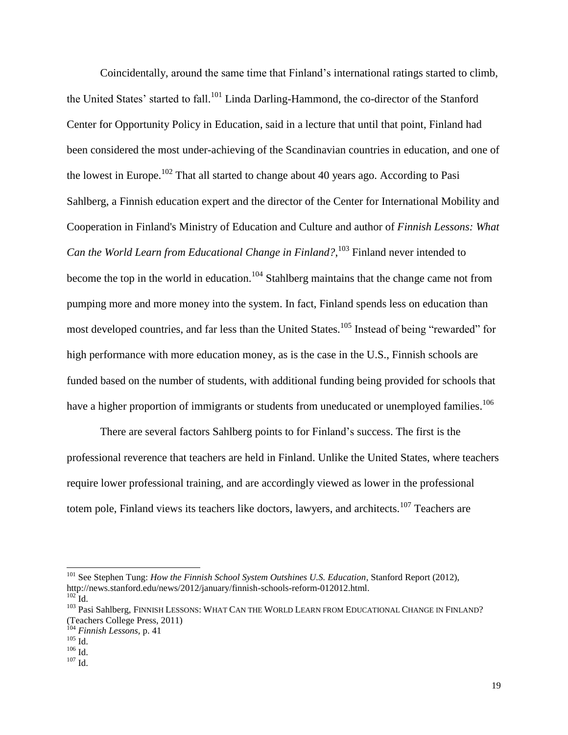Coincidentally, around the same time that Finland's international ratings started to climb, the United States' started to fall.[101] Linda Darling-Hammond, the co-director of the Stanford Center for Opportunity Policy in Education, said in a lecture that until that point, Finland had been considered the most under-achieving of the Scandinavian countries in education, and one of the lowest in Europe.[102] That all started to change about 40 years ago. According to Pasi Sahlberg, a Finnish education expert and the director of the Center for International Mobility and Cooperation in Finland's Ministry of Education and Culture and author of *Finnish Lessons: What Can the World Learn from Educational Change in Finland?*,[103] Finland never intended to become the top in the world in education.[104] Stahlberg maintains that the change came not from pumping more and more money into the system. In fact, Finland spends less on education than most developed countries, and far less than the United States.[105] Instead of being "rewarded" for high performance with more education money, as is the case in the U.S., Finnish schools are funded based on the number of students, with additional funding being provided for schools that have a higher proportion of immigrants or students from uneducated or unemployed families.[106]

There are several factors Sahlberg points to for Finland's success. The first is the professional reverence that teachers are held in Finland. Unlike the United States, where teachers require lower professional training, and are accordingly viewed as lower in the professional totem pole, Finland views its teachers like doctors, lawyers, and architects.[107] Teachers are

---

[101] See Stephen Tung: *How the Finnish School System Outshines U.S. Education*, Stanford Report (2012), http://news.stanford.edu/news/2012/january/finnish-schools-reform-012012.html.

[102] Id.

[103] Pasi Sahlberg, FINNISH LESSONS: WHAT CAN THE WORLD LEARN FROM EDUCATIONAL CHANGE IN FINLAND? (Teachers College Press, 2011)

[104] *Finnish Lessons,* p. 41

[105] Id.

[106] Id.

[107] Id.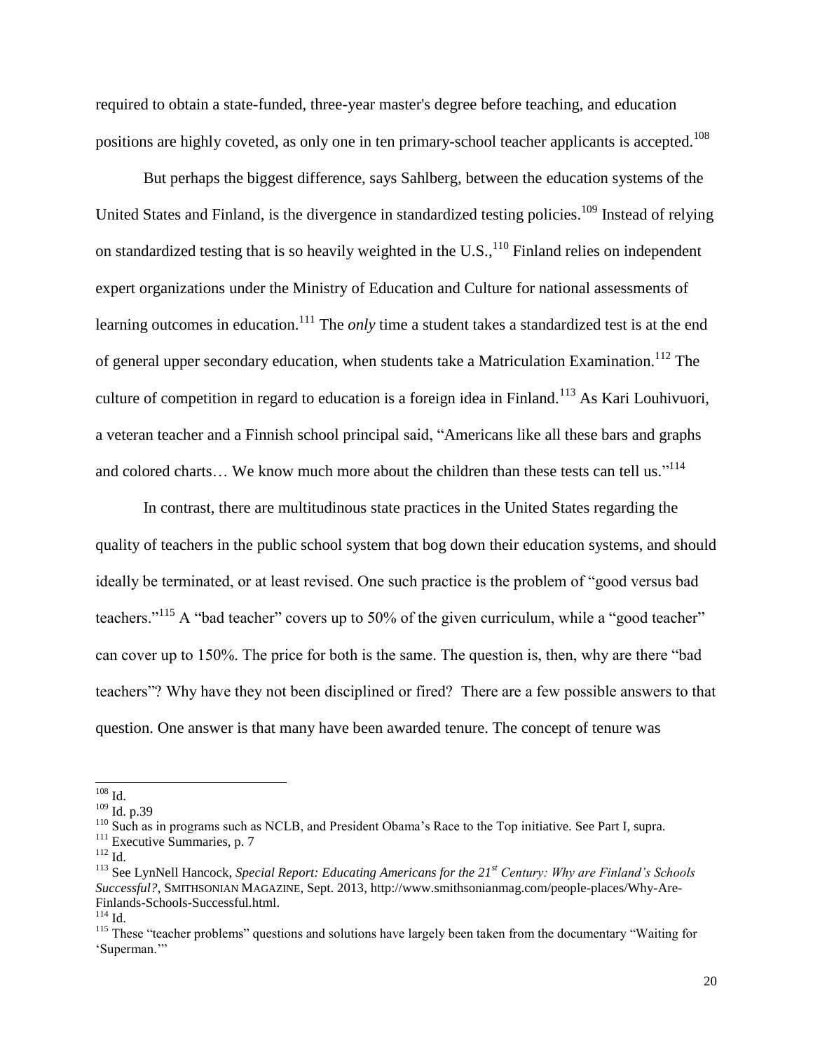required to obtain a state-funded, three-year master's degree before teaching, and education positions are highly coveted, as only one in ten primary-school teacher applicants is accepted.[108]

But perhaps the biggest difference, says Sahlberg, between the education systems of the United States and Finland, is the divergence in standardized testing policies.[109] Instead of relying on standardized testing that is so heavily weighted in the U.S.,[110] Finland relies on independent expert organizations under the Ministry of Education and Culture for national assessments of learning outcomes in education.[111] The *only* time a student takes a standardized test is at the end of general upper secondary education, when students take a Matriculation Examination.[112] The culture of competition in regard to education is a foreign idea in Finland.[113] As Kari Louhivuori, a veteran teacher and a Finnish school principal said, "Americans like all these bars and graphs and colored charts… We know much more about the children than these tests can tell us."[114]

In contrast, there are multitudinous state practices in the United States regarding the quality of teachers in the public school system that bog down their education systems, and should ideally be terminated, or at least revised. One such practice is the problem of "good versus bad teachers."[115] A "bad teacher" covers up to 50% of the given curriculum, while a "good teacher" can cover up to 150%. The price for both is the same. The question is, then, why are there "bad teachers"? Why have they not been disciplined or fired? There are a few possible answers to that question. One answer is that many have been awarded tenure. The concept of tenure was

---

[108] Id.

[109] Id. p.39

[110] Such as in programs such as NCLB, and President Obama's Race to the Top initiative. See Part I, supra.

[111] Executive Summaries, p. 7

[112] Id.

[113] See LynNell Hancock, *Special Report: Educating Americans for the 21st Century: Why are Finland's Schools Successful?*, SMITHSONIAN MAGAZINE, Sept. 2013, http://www.smithsonianmag.com/people-places/Why-Are-Finlands-Schools-Successful.html.

[114] Id.

[115] These "teacher problems" questions and solutions have largely been taken from the documentary "Waiting for 'Superman.'"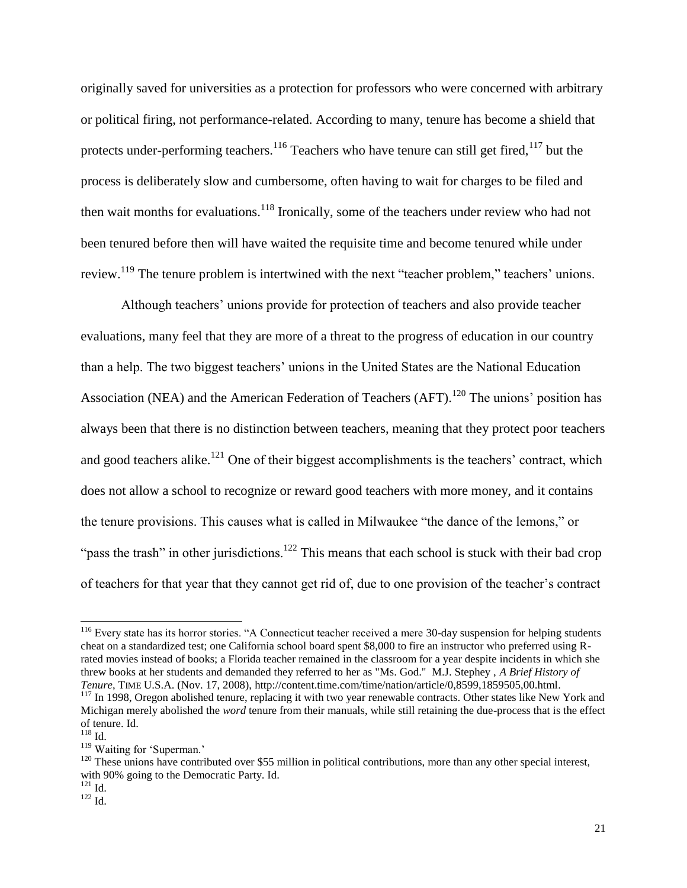originally saved for universities as a protection for professors who were concerned with arbitrary or political firing, not performance-related. According to many, tenure has become a shield that protects under-performing teachers.[116] Teachers who have tenure can still get fired,[117] but the process is deliberately slow and cumbersome, often having to wait for charges to be filed and then wait months for evaluations.[118] Ironically, some of the teachers under review who had not been tenured before then will have waited the requisite time and become tenured while under review.[119] The tenure problem is intertwined with the next "teacher problem," teachers' unions.

Although teachers' unions provide for protection of teachers and also provide teacher evaluations, many feel that they are more of a threat to the progress of education in our country than a help. The two biggest teachers' unions in the United States are the National Education Association (NEA) and the American Federation of Teachers (AFT).[120] The unions' position has always been that there is no distinction between teachers, meaning that they protect poor teachers and good teachers alike.[121] One of their biggest accomplishments is the teachers' contract, which does not allow a school to recognize or reward good teachers with more money, and it contains the tenure provisions. This causes what is called in Milwaukee "the dance of the lemons," or "pass the trash" in other jurisdictions.[122] This means that each school is stuck with their bad crop of teachers for that year that they cannot get rid of, due to one provision of the teacher's contract

---

[116] Every state has its horror stories. "A Connecticut teacher received a mere 30-day suspension for helping students cheat on a standardized test; one California school board spent $8,000 to fire an instructor who preferred using R-rated movies instead of books; a Florida teacher remained in the classroom for a year despite incidents in which she threw books at her students and demanded they referred to her as "Ms. God." M.J. Stephey , *A Brief History of Tenure*, TIME U.S.A. (Nov. 17, 2008), http://content.time.com/time/nation/article/0,8599,1859505,00.html.

[117] In 1998, Oregon abolished tenure, replacing it with two year renewable contracts. Other states like New York and Michigan merely abolished the *word* tenure from their manuals, while still retaining the due-process that is the effect of tenure. Id.

[118] Id.

[119] Waiting for 'Superman.'

[120] These unions have contributed over $55 million in political contributions, more than any other special interest, with 90% going to the Democratic Party. Id.

[121] Id.

[122] Id.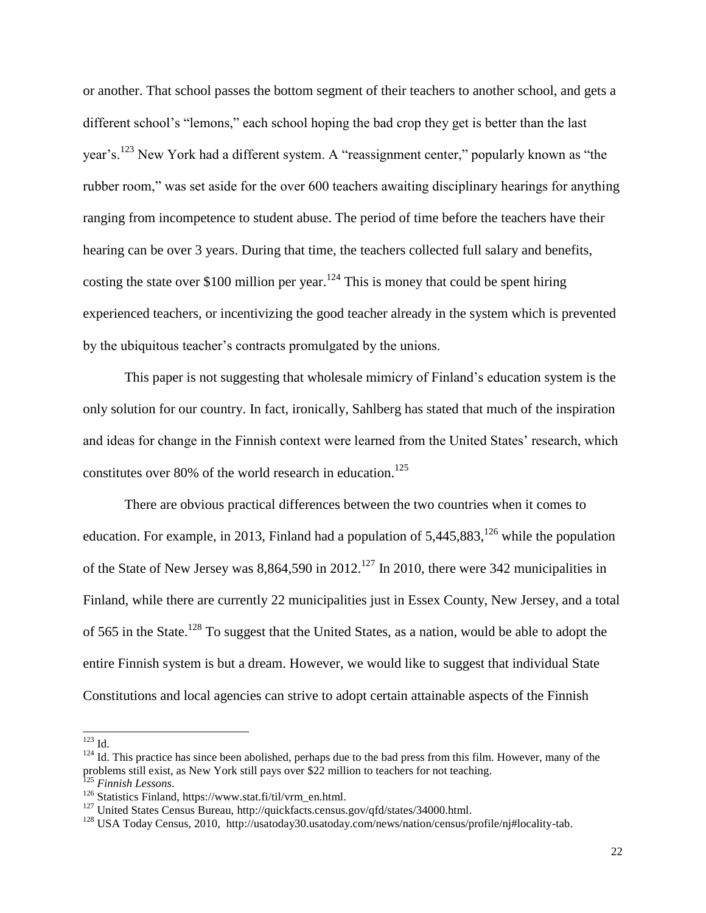or another. That school passes the bottom segment of their teachers to another school, and gets a different school's "lemons," each school hoping the bad crop they get is better than the last year's.[123] New York had a different system. A "reassignment center," popularly known as "the rubber room," was set aside for the over 600 teachers awaiting disciplinary hearings for anything ranging from incompetence to student abuse. The period of time before the teachers have their hearing can be over 3 years. During that time, the teachers collected full salary and benefits, costing the state over $100 million per year.[124] This is money that could be spent hiring experienced teachers, or incentivizing the good teacher already in the system which is prevented by the ubiquitous teacher's contracts promulgated by the unions.

This paper is not suggesting that wholesale mimicry of Finland's education system is the only solution for our country. In fact, ironically, Sahlberg has stated that much of the inspiration and ideas for change in the Finnish context were learned from the United States' research, which constitutes over 80% of the world research in education.[125]

There are obvious practical differences between the two countries when it comes to education. For example, in 2013, Finland had a population of 5,445,883,[126] while the population of the State of New Jersey was 8,864,590 in 2012.[127] In 2010, there were 342 municipalities in Finland, while there are currently 22 municipalities just in Essex County, New Jersey, and a total of 565 in the State.[128] To suggest that the United States, as a nation, would be able to adopt the entire Finnish system is but a dream. However, we would like to suggest that individual State Constitutions and local agencies can strive to adopt certain attainable aspects of the Finnish

---

[123] Id.

[124] Id. This practice has since been abolished, perhaps due to the bad press from this film. However, many of the problems still exist, as New York still pays over $22 million to teachers for not teaching.

[125] *Finnish Lessons*.

[126] Statistics Finland, https://www.stat.fi/til/vrm_en.html.

[127] United States Census Bureau, http://quickfacts.census.gov/qfd/states/34000.html.

[128] USA Today Census, 2010, http://usatoday30.usatoday.com/news/nation/census/profile/nj#locality-tab.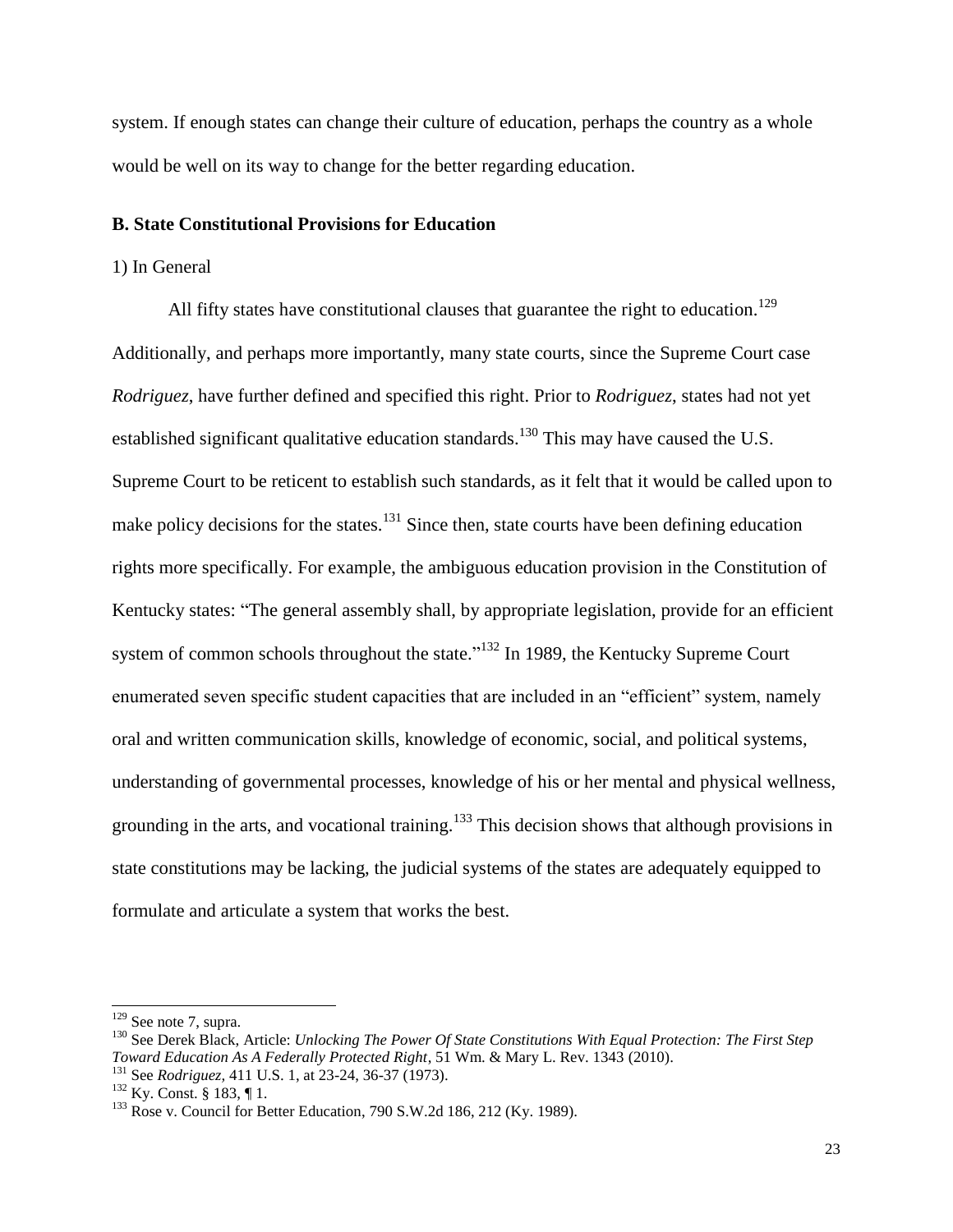system. If enough states can change their culture of education, perhaps the country as a whole would be well on its way to change for the better regarding education.

### B. State Constitutional Provisions for Education

1) In General

All fifty states have constitutional clauses that guarantee the right to education.[129] Additionally, and perhaps more importantly, many state courts, since the Supreme Court case *Rodriguez*, have further defined and specified this right. Prior to *Rodriguez*, states had not yet established significant qualitative education standards.[130] This may have caused the U.S. Supreme Court to be reticent to establish such standards, as it felt that it would be called upon to make policy decisions for the states.[131] Since then, state courts have been defining education rights more specifically. For example, the ambiguous education provision in the Constitution of Kentucky states: "The general assembly shall, by appropriate legislation, provide for an efficient system of common schools throughout the state."[132] In 1989, the Kentucky Supreme Court enumerated seven specific student capacities that are included in an "efficient" system, namely oral and written communication skills, knowledge of economic, social, and political systems, understanding of governmental processes, knowledge of his or her mental and physical wellness, grounding in the arts, and vocational training.[133] This decision shows that although provisions in state constitutions may be lacking, the judicial systems of the states are adequately equipped to formulate and articulate a system that works the best.

---

[129] See note 7, supra.

[130] See Derek Black, Article: *Unlocking The Power Of State Constitutions With Equal Protection: The First Step Toward Education As A Federally Protected Right*, 51 Wm. & Mary L. Rev. 1343 (2010).

[131] See *Rodriguez*, 411 U.S. 1, at 23-24, 36-37 (1973).

[132] Ky. Const. § 183, ¶ 1.

[133] Rose v. Council for Better Education, 790 S.W.2d 186, 212 (Ky. 1989).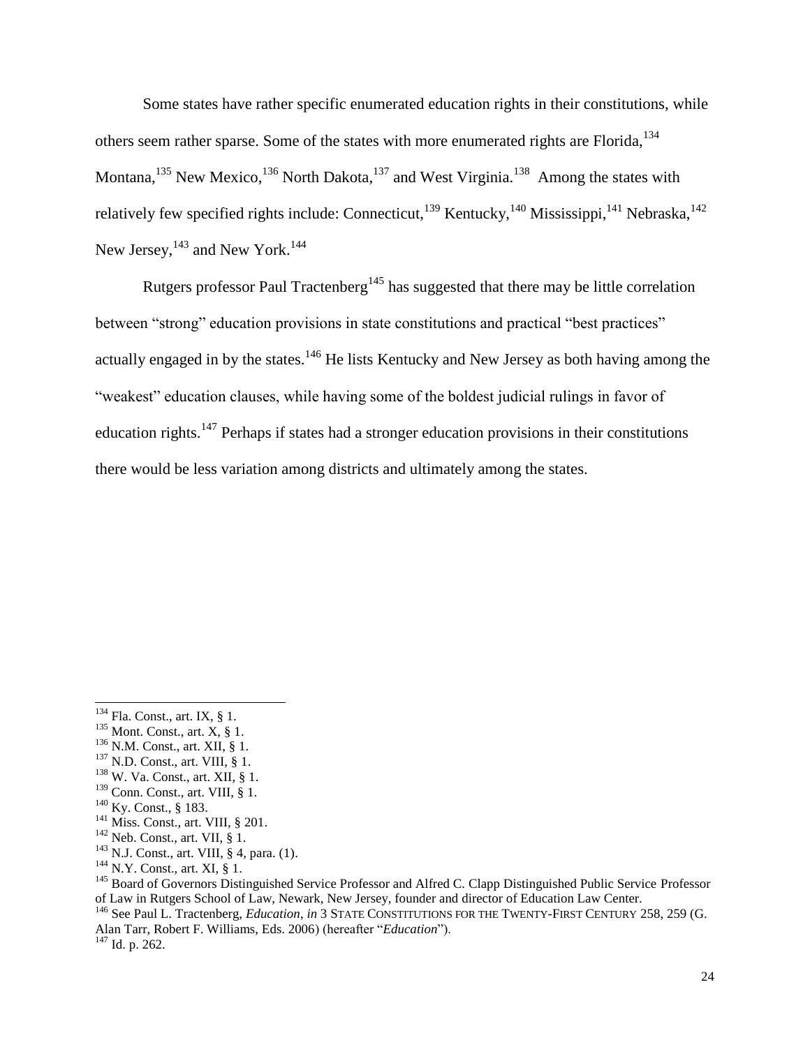Some states have rather specific enumerated education rights in their constitutions, while others seem rather sparse. Some of the states with more enumerated rights are Florida,[134] Montana,[135] New Mexico,[136] North Dakota,[137] and West Virginia.[138] Among the states with relatively few specified rights include: Connecticut,[139] Kentucky,[140] Mississippi,[141] Nebraska,[142] New Jersey,[143] and New York.[144]

Rutgers professor Paul Tractenberg[145] has suggested that there may be little correlation between "strong" education provisions in state constitutions and practical "best practices" actually engaged in by the states.[146] He lists Kentucky and New Jersey as both having among the "weakest" education clauses, while having some of the boldest judicial rulings in favor of education rights.[147] Perhaps if states had a stronger education provisions in their constitutions there would be less variation among districts and ultimately among the states.

---

[134] Fla. Const., art. IX, § 1.
[135] Mont. Const., art. X, § 1.
[136] N.M. Const., art. XII, § 1.
[137] N.D. Const., art. VIII, § 1.
[138] W. Va. Const., art. XII, § 1.
[139] Conn. Const., art. VIII, § 1.
[140] Ky. Const., § 183.
[141] Miss. Const., art. VIII, § 201.
[142] Neb. Const., art. VII, § 1.
[143] N.J. Const., art. VIII, § 4, para. (1).
[144] N.Y. Const., art. XI, § 1.
[145] Board of Governors Distinguished Service Professor and Alfred C. Clapp Distinguished Public Service Professor of Law in Rutgers School of Law, Newark, New Jersey, founder and director of Education Law Center.
[146] See Paul L. Tractenberg, *Education*, *in* 3 STATE CONSTITUTIONS FOR THE TWENTY-FIRST CENTURY 258, 259 (G. Alan Tarr, Robert F. Williams, Eds. 2006) (hereafter "*Education*").
[147] Id. p. 262.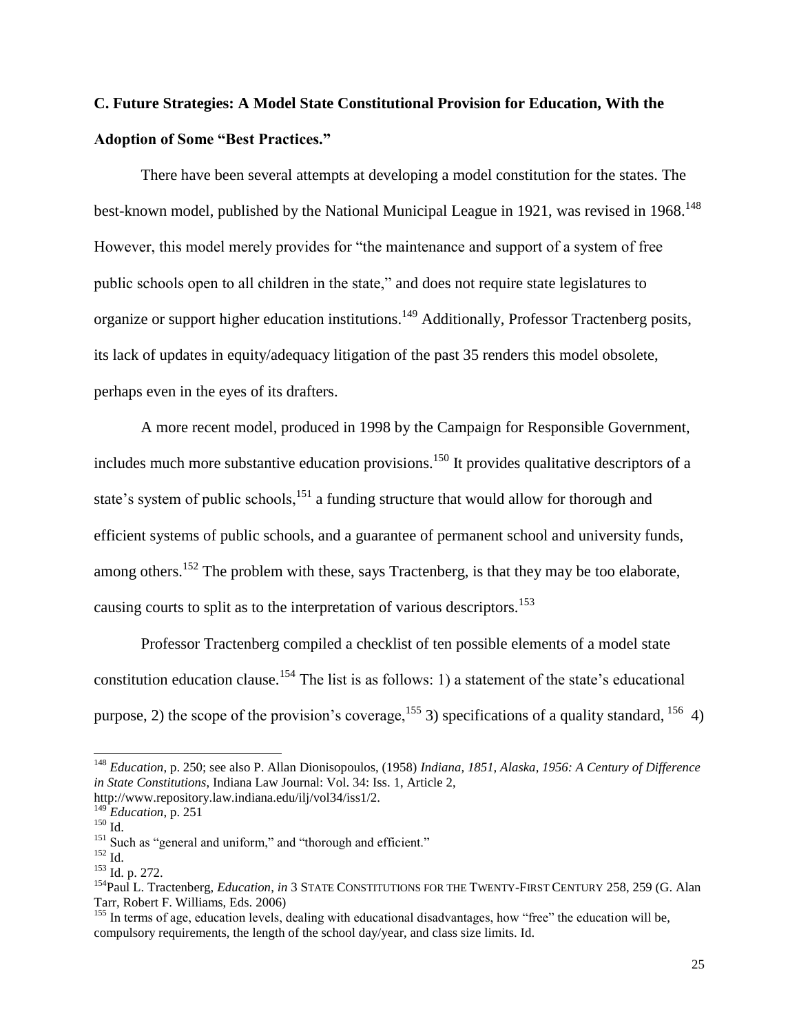**C. Future Strategies: A Model State Constitutional Provision for Education, With the Adoption of Some "Best Practices."**

There have been several attempts at developing a model constitution for the states. The best-known model, published by the National Municipal League in 1921, was revised in 1968.[148] However, this model merely provides for "the maintenance and support of a system of free public schools open to all children in the state," and does not require state legislatures to organize or support higher education institutions.[149] Additionally, Professor Tractenberg posits, its lack of updates in equity/adequacy litigation of the past 35 renders this model obsolete, perhaps even in the eyes of its drafters.

A more recent model, produced in 1998 by the Campaign for Responsible Government, includes much more substantive education provisions.[150] It provides qualitative descriptors of a state's system of public schools,[151] a funding structure that would allow for thorough and efficient systems of public schools, and a guarantee of permanent school and university funds, among others.[152] The problem with these, says Tractenberg, is that they may be too elaborate, causing courts to split as to the interpretation of various descriptors.[153]

Professor Tractenberg compiled a checklist of ten possible elements of a model state constitution education clause.[154] The list is as follows: 1) a statement of the state's educational purpose, 2) the scope of the provision's coverage,[155] 3) specifications of a quality standard, [156] 4)

---

[148] *Education*, p. 250; see also P. Allan Dionisopoulos, (1958) *Indiana, 1851, Alaska, 1956: A Century of Difference in State Constitutions*, Indiana Law Journal: Vol. 34: Iss. 1, Article 2, http://www.repository.law.indiana.edu/ilj/vol34/iss1/2.

[149] *Education*, p. 251

[150] Id.

[151] Such as "general and uniform," and "thorough and efficient."

[152] Id.

[153] Id. p. 272.

[154] Paul L. Tractenberg, *Education*, *in* 3 STATE CONSTITUTIONS FOR THE TWENTY-FIRST CENTURY 258, 259 (G. Alan Tarr, Robert F. Williams, Eds. 2006)

[155] In terms of age, education levels, dealing with educational disadvantages, how "free" the education will be, compulsory requirements, the length of the school day/year, and class size limits. Id.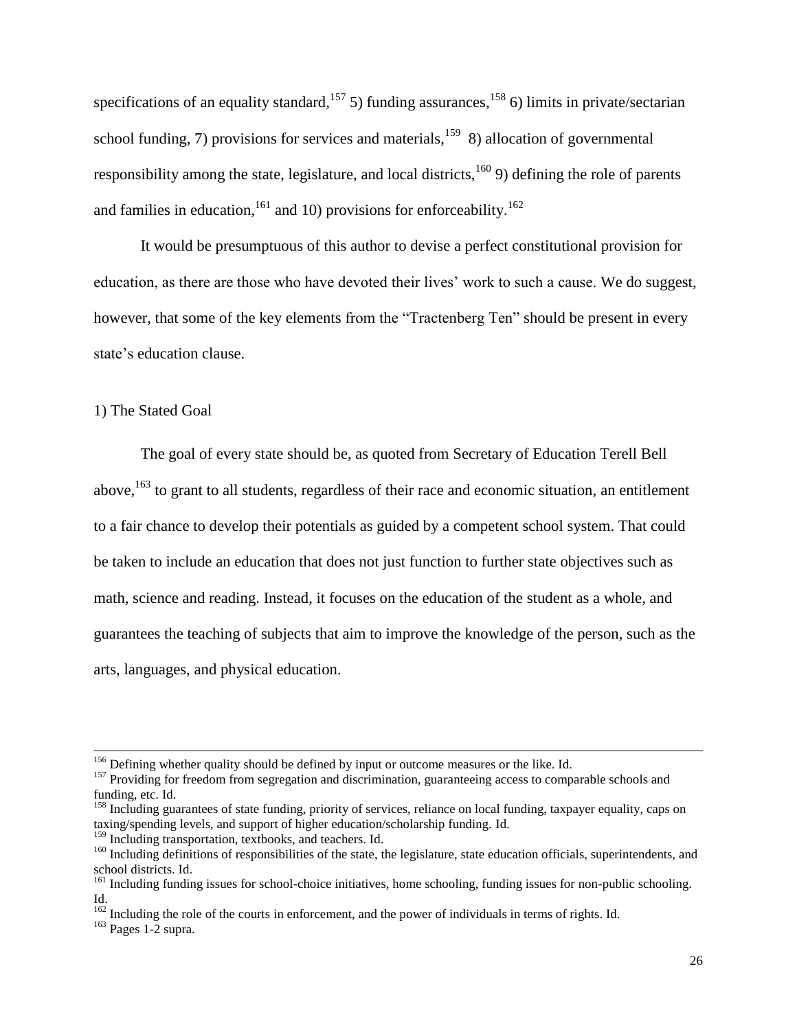specifications of an equality standard,[157] 5) funding assurances,[158] 6) limits in private/sectarian school funding, 7) provisions for services and materials,[159] 8) allocation of governmental responsibility among the state, legislature, and local districts,[160] 9) defining the role of parents and families in education,[161] and 10) provisions for enforceability.[162]

It would be presumptuous of this author to devise a perfect constitutional provision for education, as there are those who have devoted their lives' work to such a cause. We do suggest, however, that some of the key elements from the "Tractenberg Ten" should be present in every state's education clause.

1) The Stated Goal

The goal of every state should be, as quoted from Secretary of Education Terell Bell above,[163] to grant to all students, regardless of their race and economic situation, an entitlement to a fair chance to develop their potentials as guided by a competent school system. That could be taken to include an education that does not just function to further state objectives such as math, science and reading. Instead, it focuses on the education of the student as a whole, and guarantees the teaching of subjects that aim to improve the knowledge of the person, such as the arts, languages, and physical education.

---

[156] Defining whether quality should be defined by input or outcome measures or the like. Id.

[157] Providing for freedom from segregation and discrimination, guaranteeing access to comparable schools and funding, etc. Id.

[158] Including guarantees of state funding, priority of services, reliance on local funding, taxpayer equality, caps on taxing/spending levels, and support of higher education/scholarship funding. Id.

[159] Including transportation, textbooks, and teachers. Id.

[160] Including definitions of responsibilities of the state, the legislature, state education officials, superintendents, and school districts. Id.

[161] Including funding issues for school-choice initiatives, home schooling, funding issues for non-public schooling. Id.

[162] Including the role of the courts in enforcement, and the power of individuals in terms of rights. Id.

[163] Pages 1-2 supra.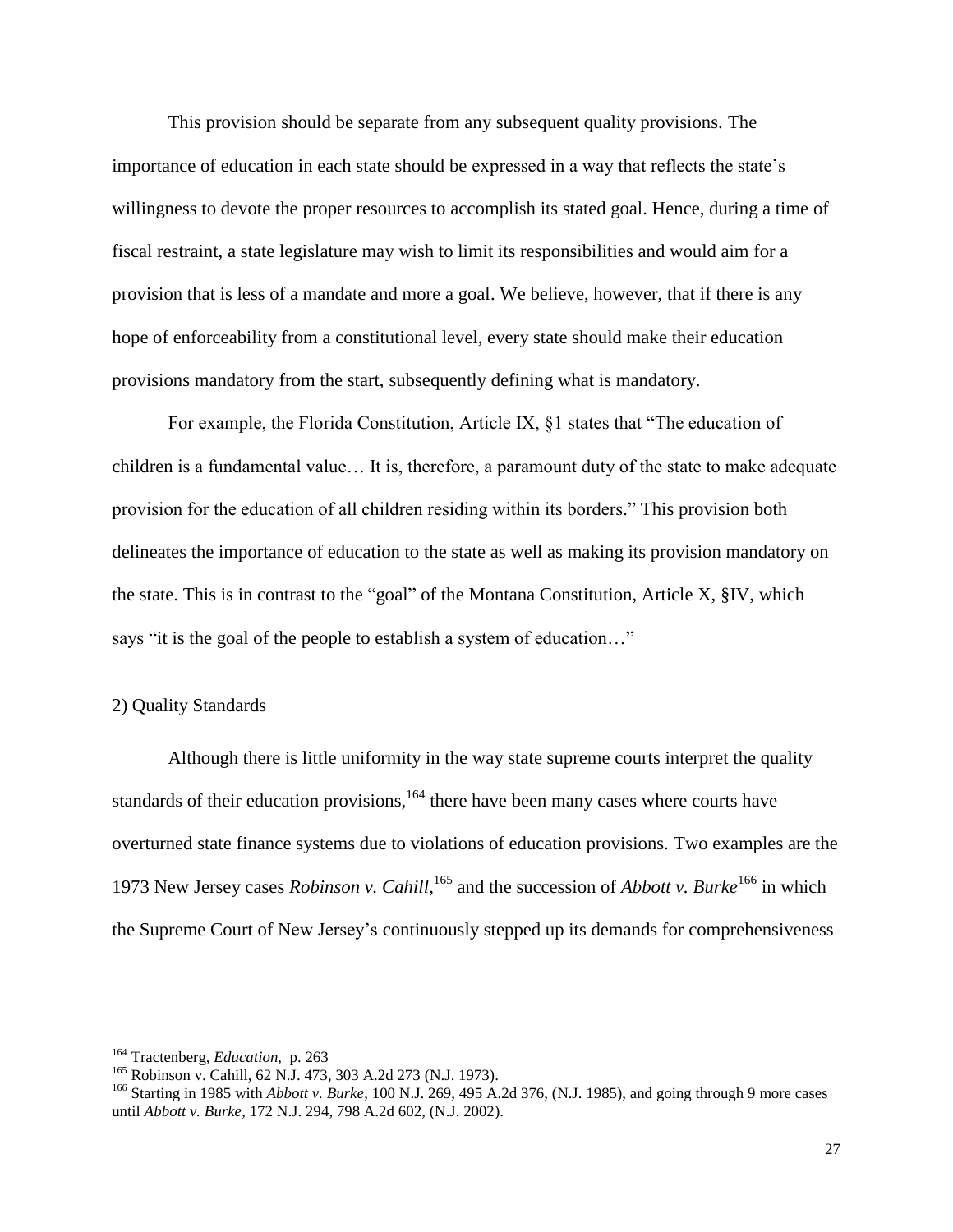This provision should be separate from any subsequent quality provisions. The importance of education in each state should be expressed in a way that reflects the state's willingness to devote the proper resources to accomplish its stated goal. Hence, during a time of fiscal restraint, a state legislature may wish to limit its responsibilities and would aim for a provision that is less of a mandate and more a goal. We believe, however, that if there is any hope of enforceability from a constitutional level, every state should make their education provisions mandatory from the start, subsequently defining what is mandatory.

For example, the Florida Constitution, Article IX, §1 states that "The education of children is a fundamental value… It is, therefore, a paramount duty of the state to make adequate provision for the education of all children residing within its borders." This provision both delineates the importance of education to the state as well as making its provision mandatory on the state. This is in contrast to the "goal" of the Montana Constitution, Article X, §IV, which says "it is the goal of the people to establish a system of education…"

2) Quality Standards

Although there is little uniformity in the way state supreme courts interpret the quality standards of their education provisions,[164] there have been many cases where courts have overturned state finance systems due to violations of education provisions. Two examples are the 1973 New Jersey cases *Robinson v. Cahill*,[165] and the succession of *Abbott v. Burke*[166] in which the Supreme Court of New Jersey's continuously stepped up its demands for comprehensiveness

---

[164] Tractenberg, *Education*, p. 263

[165] Robinson v. Cahill, 62 N.J. 473, 303 A.2d 273 (N.J. 1973).

[166] Starting in 1985 with *Abbott v. Burke*, 100 N.J. 269, 495 A.2d 376, (N.J. 1985), and going through 9 more cases until *Abbott v. Burke*, 172 N.J. 294, 798 A.2d 602, (N.J. 2002).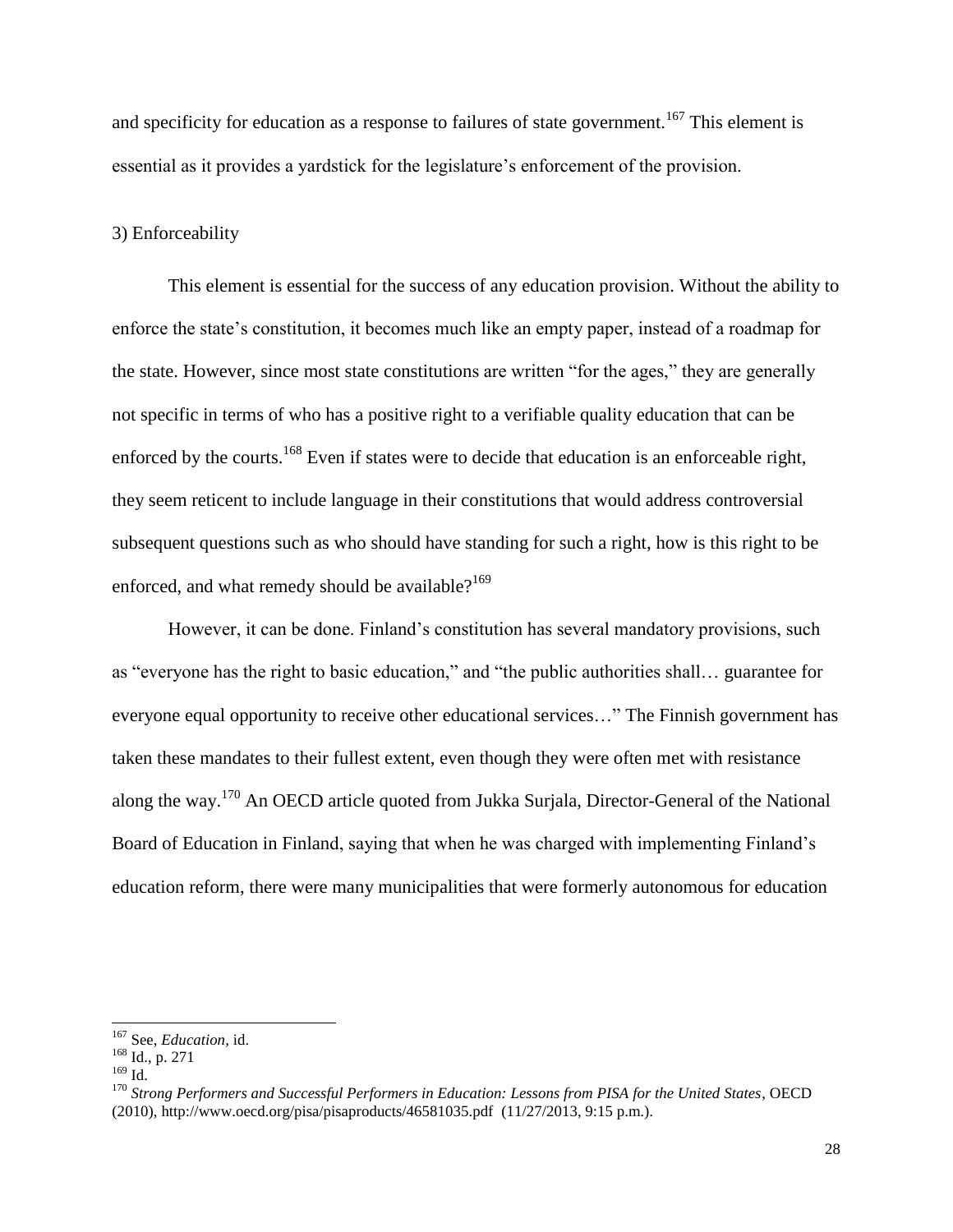and specificity for education as a response to failures of state government.[167] This element is essential as it provides a yardstick for the legislature's enforcement of the provision.

3) Enforceability

This element is essential for the success of any education provision. Without the ability to enforce the state's constitution, it becomes much like an empty paper, instead of a roadmap for the state. However, since most state constitutions are written "for the ages," they are generally not specific in terms of who has a positive right to a verifiable quality education that can be enforced by the courts.[168] Even if states were to decide that education is an enforceable right, they seem reticent to include language in their constitutions that would address controversial subsequent questions such as who should have standing for such a right, how is this right to be enforced, and what remedy should be available?[169]

However, it can be done. Finland's constitution has several mandatory provisions, such as "everyone has the right to basic education," and "the public authorities shall… guarantee for everyone equal opportunity to receive other educational services…" The Finnish government has taken these mandates to their fullest extent, even though they were often met with resistance along the way.[170] An OECD article quoted from Jukka Surjala, Director-General of the National Board of Education in Finland, saying that when he was charged with implementing Finland's education reform, there were many municipalities that were formerly autonomous for education

---

[167] See, *Education*, id.

[168] Id., p. 271

[169] Id.

[170] *Strong Performers and Successful Performers in Education: Lessons from PISA for the United States*, OECD (2010), http://www.oecd.org/pisa/pisaproducts/46581035.pdf (11/27/2013, 9:15 p.m.).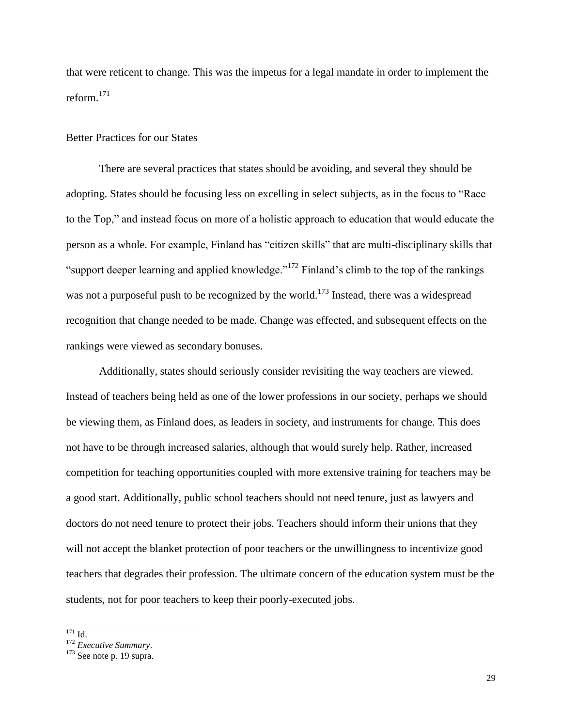that were reticent to change. This was the impetus for a legal mandate in order to implement the reform.[171]

## Better Practices for our States

There are several practices that states should be avoiding, and several they should be adopting. States should be focusing less on excelling in select subjects, as in the focus to "Race to the Top," and instead focus on more of a holistic approach to education that would educate the person as a whole. For example, Finland has "citizen skills" that are multi-disciplinary skills that "support deeper learning and applied knowledge."[172] Finland's climb to the top of the rankings was not a purposeful push to be recognized by the world.[173] Instead, there was a widespread recognition that change needed to be made. Change was effected, and subsequent effects on the rankings were viewed as secondary bonuses.

Additionally, states should seriously consider revisiting the way teachers are viewed. Instead of teachers being held as one of the lower professions in our society, perhaps we should be viewing them, as Finland does, as leaders in society, and instruments for change. This does not have to be through increased salaries, although that would surely help. Rather, increased competition for teaching opportunities coupled with more extensive training for teachers may be a good start. Additionally, public school teachers should not need tenure, just as lawyers and doctors do not need tenure to protect their jobs. Teachers should inform their unions that they will not accept the blanket protection of poor teachers or the unwillingness to incentivize good teachers that degrades their profession. The ultimate concern of the education system must be the students, not for poor teachers to keep their poorly-executed jobs.

---

[171] Id.

[172] *Executive Summary*.

[173] See note p. 19 supra.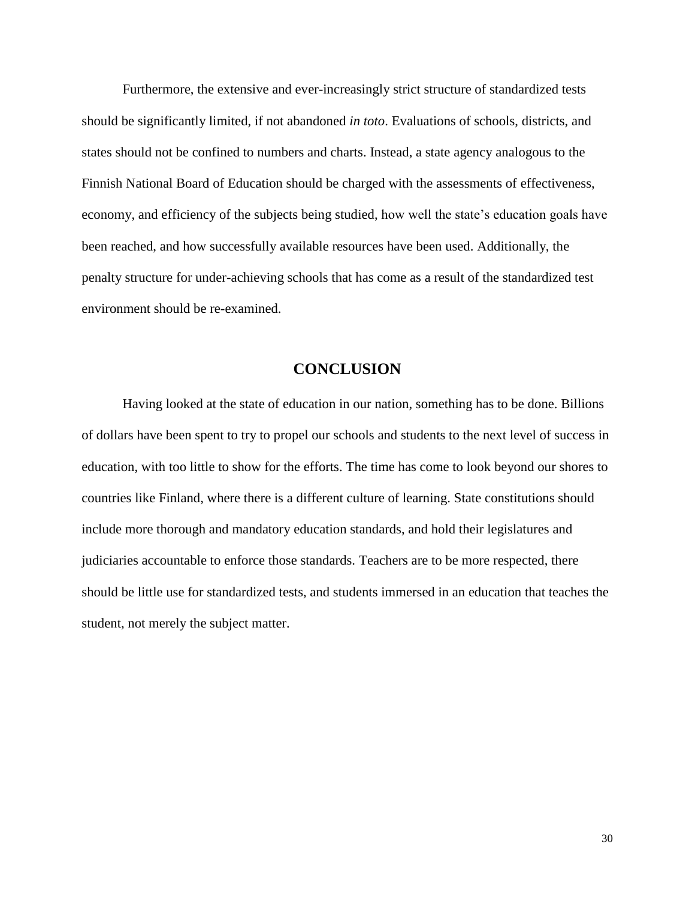Furthermore, the extensive and ever-increasingly strict structure of standardized tests should be significantly limited, if not abandoned *in toto*. Evaluations of schools, districts, and states should not be confined to numbers and charts. Instead, a state agency analogous to the Finnish National Board of Education should be charged with the assessments of effectiveness, economy, and efficiency of the subjects being studied, how well the state's education goals have been reached, and how successfully available resources have been used. Additionally, the penalty structure for under-achieving schools that has come as a result of the standardized test environment should be re-examined.

## CONCLUSION

Having looked at the state of education in our nation, something has to be done. Billions of dollars have been spent to try to propel our schools and students to the next level of success in education, with too little to show for the efforts. The time has come to look beyond our shores to countries like Finland, where there is a different culture of learning. State constitutions should include more thorough and mandatory education standards, and hold their legislatures and judiciaries accountable to enforce those standards. Teachers are to be more respected, there should be little use for standardized tests, and students immersed in an education that teaches the student, not merely the subject matter.